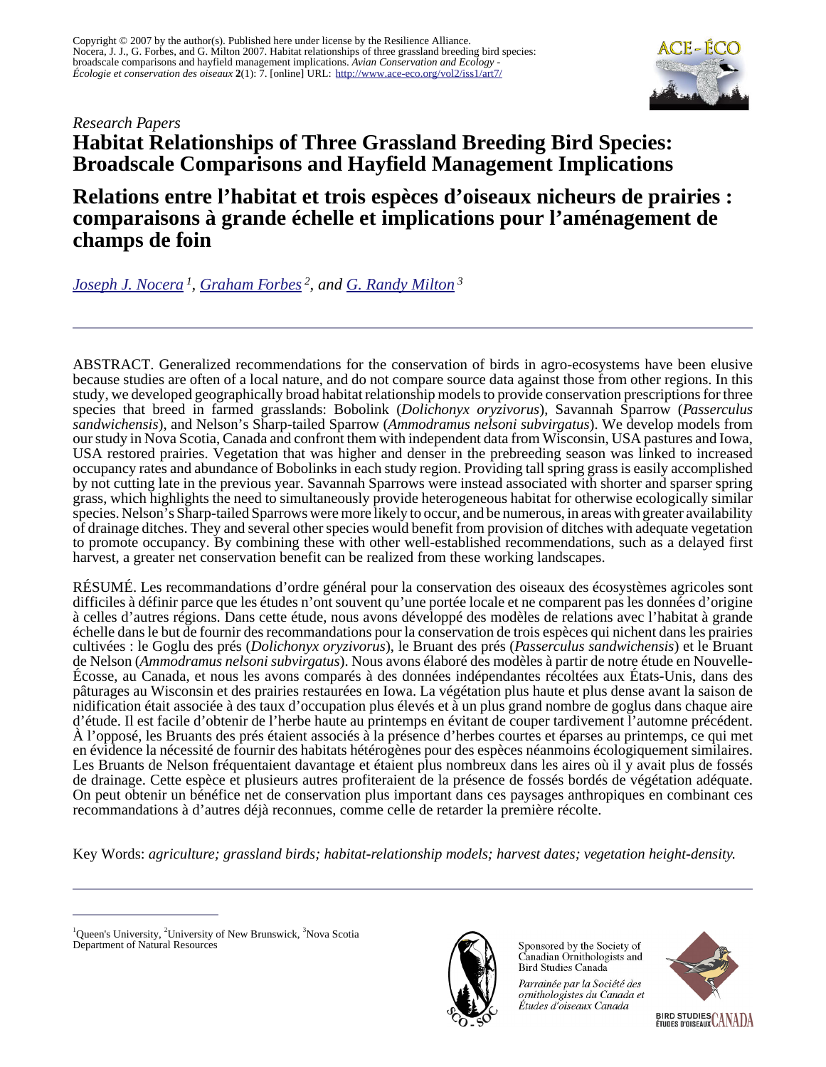Copyright © 2007 by the author(s). Published here under license by the Resilience Alliance.
Nocera, J. J., G. Forbes, and G. Milton 2007. Habitat relationships of three grassland breeding bird species: broadscale comparisons and hayfield management implications. *Avian Conservation and Ecology - Écologie et conservation des oiseaux* **2**(1): 7. [online] URL: http://www.ace-eco.org/vol2/iss1/art7/

*Research Papers*

# Habitat Relationships of Three Grassland Breeding Bird Species: Broadscale Comparisons and Hayfield Management Implications

# Relations entre l'habitat et trois espèces d'oiseaux nicheurs de prairies : comparaisons à grande échelle et implications pour l'aménagement de champs de foin

*Joseph J. Nocera [1], Graham Forbes [2], and G. Randy Milton [3]*

---

ABSTRACT. Generalized recommendations for the conservation of birds in agro-ecosystems have been elusive because studies are often of a local nature, and do not compare source data against those from other regions. In this study, we developed geographically broad habitat relationship models to provide conservation prescriptions for three species that breed in farmed grasslands: Bobolink (*Dolichonyx oryzivorus*), Savannah Sparrow (*Passerculus sandwichensis*), and Nelson's Sharp-tailed Sparrow (*Ammodramus nelsoni subvirgatus*). We develop models from our study in Nova Scotia, Canada and confront them with independent data from Wisconsin, USA pastures and Iowa, USA restored prairies. Vegetation that was higher and denser in the prebreeding season was linked to increased occupancy rates and abundance of Bobolinks in each study region. Providing tall spring grass is easily accomplished by not cutting late in the previous year. Savannah Sparrows were instead associated with shorter and sparser spring grass, which highlights the need to simultaneously provide heterogeneous habitat for otherwise ecologically similar species. Nelson's Sharp-tailed Sparrows were more likely to occur, and be numerous, in areas with greater availability of drainage ditches. They and several other species would benefit from provision of ditches with adequate vegetation to promote occupancy. By combining these with other well-established recommendations, such as a delayed first harvest, a greater net conservation benefit can be realized from these working landscapes.

RÉSUMÉ. Les recommandations d'ordre général pour la conservation des oiseaux des écosystèmes agricoles sont difficiles à définir parce que les études n'ont souvent qu'une portée locale et ne comparent pas les données d'origine à celles d'autres régions. Dans cette étude, nous avons développé des modèles de relations avec l'habitat à grande échelle dans le but de fournir des recommandations pour la conservation de trois espèces qui nichent dans les prairies cultivées : le Goglu des prés (*Dolichonyx oryzivorus*), le Bruant des prés (*Passerculus sandwichensis*) et le Bruant de Nelson (*Ammodramus nelsoni subvirgatus*). Nous avons élaboré des modèles à partir de notre étude en Nouvelle-Écosse, au Canada, et nous les avons comparés à des données indépendantes récoltées aux États-Unis, dans des pâturages au Wisconsin et des prairies restaurées en Iowa. La végétation plus haute et plus dense avant la saison de nidification était associée à des taux d'occupation plus élevés et à un plus grand nombre de goglus dans chaque aire d'étude. Il est facile d'obtenir de l'herbe haute au printemps en évitant de couper tardivement l'automne précédent. À l'opposé, les Bruants des prés étaient associés à la présence d'herbes courtes et éparses au printemps, ce qui met en évidence la nécessité de fournir des habitats hétérogènes pour des espèces néanmoins écologiquement similaires. Les Bruants de Nelson fréquentaient davantage et étaient plus nombreux dans les aires où il y avait plus de fossés de drainage. Cette espèce et plusieurs autres profiteraient de la présence de fossés bordés de végétation adéquate. On peut obtenir un bénéfice net de conservation plus important dans ces paysages anthropiques en combinant ces recommandations à d'autres déjà reconnues, comme celle de retarder la première récolte.

Key Words: *agriculture; grassland birds; habitat-relationship models; harvest dates; vegetation height-density.*

---

[1]Queen's University, [2]University of New Brunswick, [3]Nova Scotia Department of Natural Resources

Sponsored by the Society of Canadian Ornithologists and Bird Studies Canada

*Parrainée par la Société des ornithologistes du Canada et Études d'oiseaux Canada*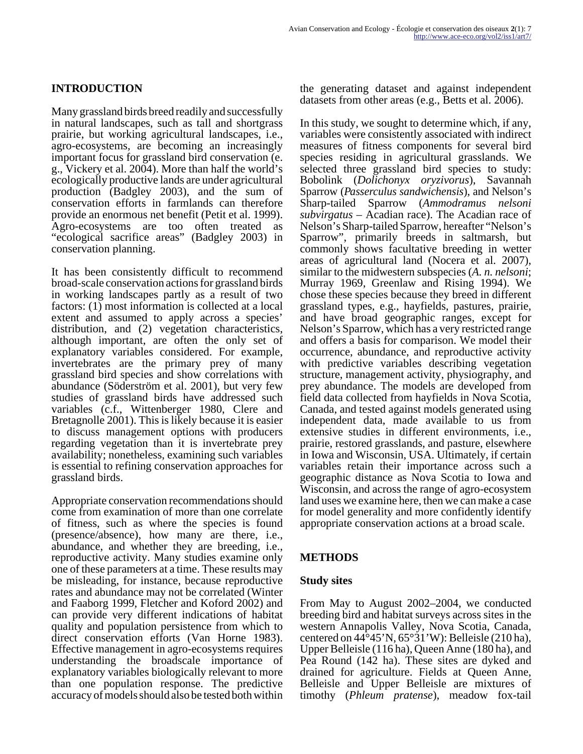## INTRODUCTION

Many grassland birds breed readily and successfully in natural landscapes, such as tall and shortgrass prairie, but working agricultural landscapes, i.e., agro-ecosystems, are becoming an increasingly important focus for grassland bird conservation (e.g., Vickery et al. 2004). More than half the world's ecologically productive lands are under agricultural production (Badgley 2003), and the sum of conservation efforts in farmlands can therefore provide an enormous net benefit (Petit et al. 1999). Agro-ecosystems are too often treated as "ecological sacrifice areas" (Badgley 2003) in conservation planning.

It has been consistently difficult to recommend broad-scale conservation actions for grassland birds in working landscapes partly as a result of two factors: (1) most information is collected at a local extent and assumed to apply across a species' distribution, and (2) vegetation characteristics, although important, are often the only set of explanatory variables considered. For example, invertebrates are the primary prey of many grassland bird species and show correlations with abundance (Söderström et al. 2001), but very few studies of grassland birds have addressed such variables (c.f., Wittenberger 1980, Clere and Bretagnolle 2001). This is likely because it is easier to discuss management options with producers regarding vegetation than it is invertebrate prey availability; nonetheless, examining such variables is essential to refining conservation approaches for grassland birds.

Appropriate conservation recommendations should come from examination of more than one correlate of fitness, such as where the species is found (presence/absence), how many are there, i.e., abundance, and whether they are breeding, i.e., reproductive activity. Many studies examine only one of these parameters at a time. These results may be misleading, for instance, because reproductive rates and abundance may not be correlated (Winter and Faaborg 1999, Fletcher and Koford 2002) and can provide very different indications of habitat quality and population persistence from which to direct conservation efforts (Van Horne 1983). Effective management in agro-ecosystems requires understanding the broadscale importance of explanatory variables biologically relevant to more than one population response. The predictive accuracy of models should also be tested both within the generating dataset and against independent datasets from other areas (e.g., Betts et al. 2006).

In this study, we sought to determine which, if any, variables were consistently associated with indirect measures of fitness components for several bird species residing in agricultural grasslands. We selected three grassland bird species to study: Bobolink (*Dolichonyx oryzivorus*), Savannah Sparrow (*Passerculus sandwichensis*), and Nelson's Sharp-tailed Sparrow (*Ammodramus nelsoni subvirgatus* – Acadian race). The Acadian race of Nelson's Sharp-tailed Sparrow, hereafter "Nelson's Sparrow", primarily breeds in saltmarsh, but commonly shows facultative breeding in wetter areas of agricultural land (Nocera et al. 2007), similar to the midwestern subspecies (*A. n. nelsoni*; Murray 1969, Greenlaw and Rising 1994). We chose these species because they breed in different grassland types, e.g., hayfields, pastures, prairie, and have broad geographic ranges, except for Nelson's Sparrow, which has a very restricted range and offers a basis for comparison. We model their occurrence, abundance, and reproductive activity with predictive variables describing vegetation structure, management activity, physiography, and prey abundance. The models are developed from field data collected from hayfields in Nova Scotia, Canada, and tested against models generated using independent data, made available to us from extensive studies in different environments, i.e., prairie, restored grasslands, and pasture, elsewhere in Iowa and Wisconsin, USA. Ultimately, if certain variables retain their importance across such a geographic distance as Nova Scotia to Iowa and Wisconsin, and across the range of agro-ecosystem land uses we examine here, then we can make a case for model generality and more confidently identify appropriate conservation actions at a broad scale.

## METHODS

### Study sites

From May to August 2002–2004, we conducted breeding bird and habitat surveys across sites in the western Annapolis Valley, Nova Scotia, Canada, centered on 44°45'N, 65°31'W): Belleisle (210 ha), Upper Belleisle (116 ha), Queen Anne (180 ha), and Pea Round (142 ha). These sites are dyked and drained for agriculture. Fields at Queen Anne, Belleisle and Upper Belleisle are mixtures of timothy (*Phleum pratense*), meadow fox-tail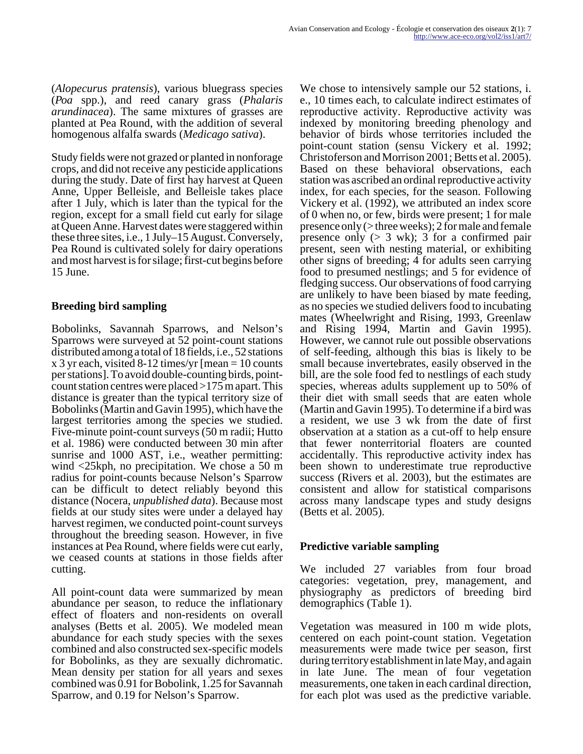(*Alopecurus pratensis*), various bluegrass species (*Poa* spp.), and reed canary grass (*Phalaris arundinacea*). The same mixtures of grasses are planted at Pea Round, with the addition of several homogenous alfalfa swards (*Medicago sativa*).

Study fields were not grazed or planted in nonforage crops, and did not receive any pesticide applications during the study. Date of first hay harvest at Queen Anne, Upper Belleisle, and Belleisle takes place after 1 July, which is later than the typical for the region, except for a small field cut early for silage at Queen Anne. Harvest dates were staggered within these three sites, i.e., 1 July–15 August. Conversely, Pea Round is cultivated solely for dairy operations and most harvest is for silage; first-cut begins before 15 June.

## Breeding bird sampling

Bobolinks, Savannah Sparrows, and Nelson's Sparrows were surveyed at 52 point-count stations distributed among a total of 18 fields, i.e., 52 stations x 3 yr each, visited 8-12 times/yr [mean = 10 counts per stations]. To avoid double-counting birds, point-count station centres were placed >175 m apart. This distance is greater than the typical territory size of Bobolinks (Martin and Gavin 1995), which have the largest territories among the species we studied. Five-minute point-count surveys (50 m radii; Hutto et al. 1986) were conducted between 30 min after sunrise and 1000 AST, i.e., weather permitting: wind <25kph, no precipitation. We chose a 50 m radius for point-counts because Nelson's Sparrow can be difficult to detect reliably beyond this distance (Nocera, *unpublished data*). Because most fields at our study sites were under a delayed hay harvest regimen, we conducted point-count surveys throughout the breeding season. However, in five instances at Pea Round, where fields were cut early, we ceased counts at stations in those fields after cutting.

All point-count data were summarized by mean abundance per season, to reduce the inflationary effect of floaters and non-residents on overall analyses (Betts et al. 2005). We modeled mean abundance for each study species with the sexes combined and also constructed sex-specific models for Bobolinks, as they are sexually dichromatic. Mean density per station for all years and sexes combined was 0.91 for Bobolink, 1.25 for Savannah Sparrow, and 0.19 for Nelson's Sparrow.

We chose to intensively sample our 52 stations, i. e., 10 times each, to calculate indirect estimates of reproductive activity. Reproductive activity was indexed by monitoring breeding phenology and behavior of birds whose territories included the point-count station (sensu Vickery et al. 1992; Christoferson and Morrison 2001; Betts et al. 2005). Based on these behavioral observations, each station was ascribed an ordinal reproductive activity index, for each species, for the season. Following Vickery et al. (1992), we attributed an index score of 0 when no, or few, birds were present; 1 for male presence only (> three weeks); 2 for male and female presence only (> 3 wk); 3 for a confirmed pair present, seen with nesting material, or exhibiting other signs of breeding; 4 for adults seen carrying food to presumed nestlings; and 5 for evidence of fledging success. Our observations of food carrying are unlikely to have been biased by mate feeding, as no species we studied delivers food to incubating mates (Wheelwright and Rising, 1993, Greenlaw and Rising 1994, Martin and Gavin 1995). However, we cannot rule out possible observations of self-feeding, although this bias is likely to be small because invertebrates, easily observed in the bill, are the sole food fed to nestlings of each study species, whereas adults supplement up to 50% of their diet with small seeds that are eaten whole (Martin and Gavin 1995). To determine if a bird was a resident, we use 3 wk from the date of first observation at a station as a cut-off to help ensure that fewer nonterritorial floaters are counted accidentally. This reproductive activity index has been shown to underestimate true reproductive success (Rivers et al. 2003), but the estimates are consistent and allow for statistical comparisons across many landscape types and study designs (Betts et al. 2005).

## Predictive variable sampling

We included 27 variables from four broad categories: vegetation, prey, management, and physiography as predictors of breeding bird demographics (Table 1).

Vegetation was measured in 100 m wide plots, centered on each point-count station. Vegetation measurements were made twice per season, first during territory establishment in late May, and again in late June. The mean of four vegetation measurements, one taken in each cardinal direction, for each plot was used as the predictive variable.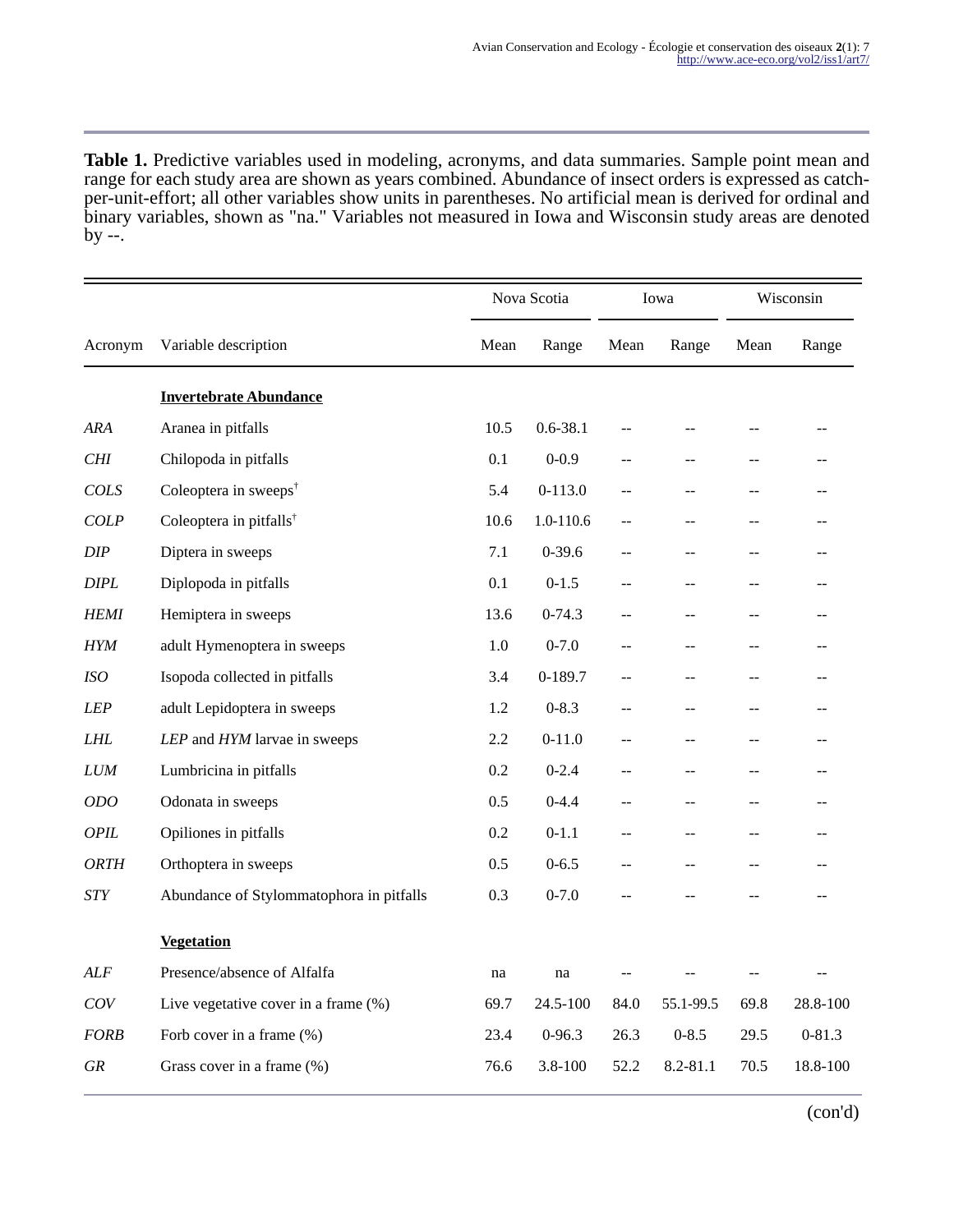**Table 1.** Predictive variables used in modeling, acronyms, and data summaries. Sample point mean and range for each study area are shown as years combined. Abundance of insect orders is expressed as catch-per-unit-effort; all other variables show units in parentheses. No artificial mean is derived for ordinal and binary variables, shown as "na." Variables not measured in Iowa and Wisconsin study areas are denoted by --.

| | | Nova Scotia | | Iowa | | Wisconsin | |
|---|---|---|---|---|---|---|---|
| Acronym | Variable description | Mean | Range | Mean | Range | Mean | Range |
| | **Invertebrate Abundance** | | | | | | |
| *ARA* | Aranea in pitfalls | 10.5 | 0.6-38.1 | -- | -- | -- | -- |
| *CHI* | Chilopoda in pitfalls | 0.1 | 0-0.9 | -- | -- | -- | -- |
| *COLS* | Coleoptera in sweeps[†] | 5.4 | 0-113.0 | -- | -- | -- | -- |
| *COLP* | Coleoptera in pitfalls[†] | 10.6 | 1.0-110.6 | -- | -- | -- | -- |
| *DIP* | Diptera in sweeps | 7.1 | 0-39.6 | -- | -- | -- | -- |
| *DIPL* | Diplopoda in pitfalls | 0.1 | 0-1.5 | -- | -- | -- | -- |
| *HEMI* | Hemiptera in sweeps | 13.6 | 0-74.3 | -- | -- | -- | -- |
| *HYM* | adult Hymenoptera in sweeps | 1.0 | 0-7.0 | -- | -- | -- | -- |
| *ISO* | Isopoda collected in pitfalls | 3.4 | 0-189.7 | -- | -- | -- | -- |
| *LEP* | adult Lepidoptera in sweeps | 1.2 | 0-8.3 | -- | -- | -- | -- |
| *LHL* | *LEP* and *HYM* larvae in sweeps | 2.2 | 0-11.0 | -- | -- | -- | -- |
| *LUM* | Lumbricina in pitfalls | 0.2 | 0-2.4 | -- | -- | -- | -- |
| *ODO* | Odonata in sweeps | 0.5 | 0-4.4 | -- | -- | -- | -- |
| *OPIL* | Opiliones in pitfalls | 0.2 | 0-1.1 | -- | -- | -- | -- |
| *ORTH* | Orthoptera in sweeps | 0.5 | 0-6.5 | -- | -- | -- | -- |
| *STY* | Abundance of Stylommatophora in pitfalls | 0.3 | 0-7.0 | -- | -- | -- | -- |
| | **Vegetation** | | | | | | |
| *ALF* | Presence/absence of Alfalfa | na | na | -- | -- | -- | -- |
| *COV* | Live vegetative cover in a frame (%) | 69.7 | 24.5-100 | 84.0 | 55.1-99.5 | 69.8 | 28.8-100 |
| *FORB* | Forb cover in a frame (%) | 23.4 | 0-96.3 | 26.3 | 0-8.5 | 29.5 | 0-81.3 |
| *GR* | Grass cover in a frame (%) | 76.6 | 3.8-100 | 52.2 | 8.2-81.1 | 70.5 | 18.8-100 |

(con'd)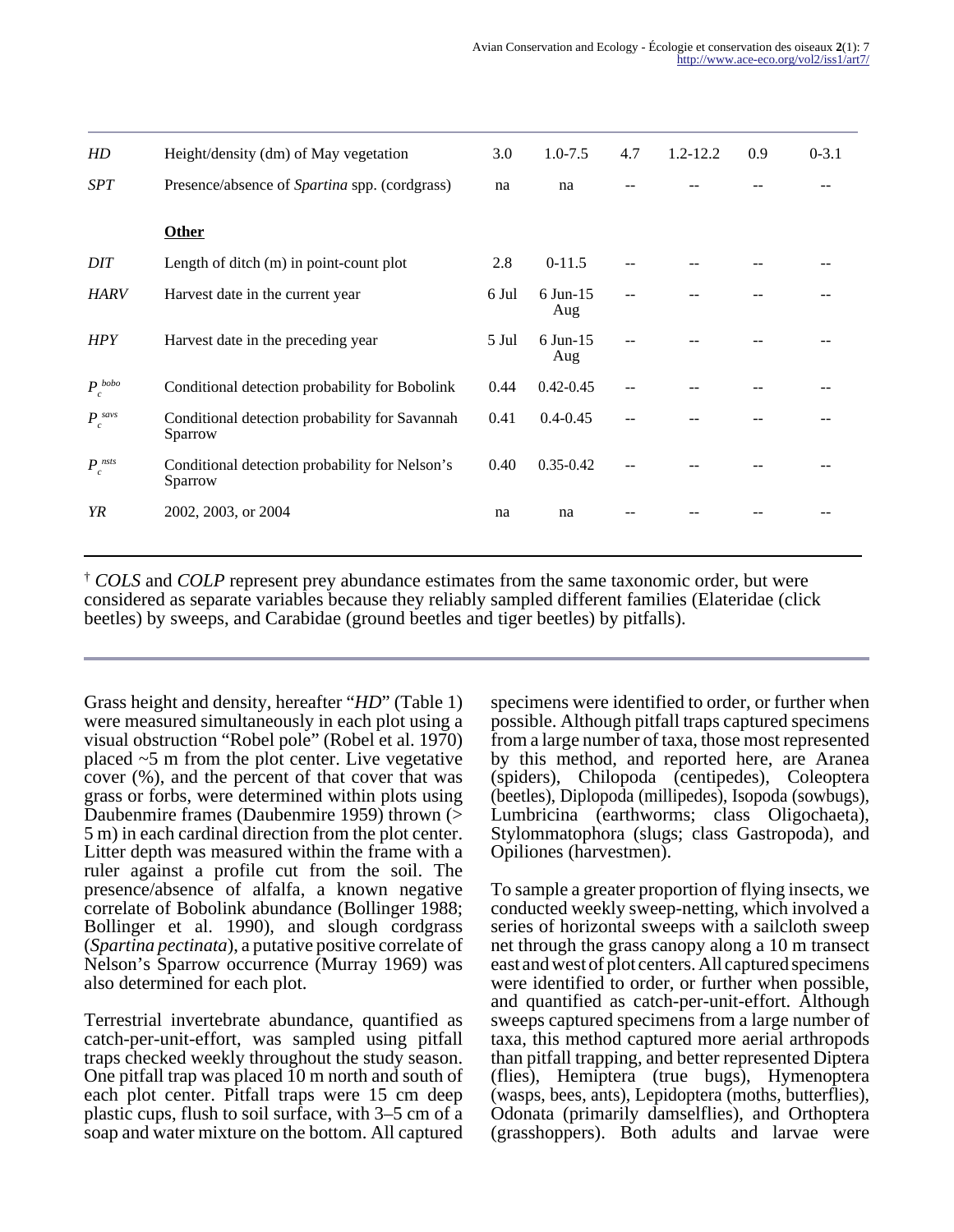| | | | | | | | |
|---|---|---|---|---|---|---|---|
| *HD* | Height/density (dm) of May vegetation | 3.0 | 1.0-7.5 | 4.7 | 1.2-12.2 | 0.9 | 0-3.1 |
| *SPT* | Presence/absence of *Spartina* spp. (cordgrass) | na | na | -- | -- | -- | -- |
| | **Other** | | | | | | |
| *DIT* | Length of ditch (m) in point-count plot | 2.8 | 0-11.5 | -- | -- | -- | -- |
| *HARV* | Harvest date in the current year | 6 Jul | 6 Jun-15 Aug | -- | -- | -- | -- |
| *HPY* | Harvest date in the preceding year | 5 Jul | 6 Jun-15 Aug | -- | -- | -- | -- |
| $P_c^{bobo}$ | Conditional detection probability for Bobolink | 0.44 | 0.42-0.45 | -- | -- | -- | -- |
| $P_c^{savs}$ | Conditional detection probability for Savannah Sparrow | 0.41 | 0.4-0.45 | -- | -- | -- | -- |
| $P_c^{nsts}$ | Conditional detection probability for Nelson's Sparrow | 0.40 | 0.35-0.42 | -- | -- | -- | -- |
| *YR* | 2002, 2003, or 2004 | na | na | -- | -- | -- | -- |

† *COLS* and *COLP* represent prey abundance estimates from the same taxonomic order, but were considered as separate variables because they reliably sampled different families (Elateridae (click beetles) by sweeps, and Carabidae (ground beetles and tiger beetles) by pitfalls).

Grass height and density, hereafter "*HD*" (Table 1) were measured simultaneously in each plot using a visual obstruction "Robel pole" (Robel et al. 1970) placed ~5 m from the plot center. Live vegetative cover (%), and the percent of that cover that was grass or forbs, were determined within plots using Daubenmire frames (Daubenmire 1959) thrown (> 5 m) in each cardinal direction from the plot center. Litter depth was measured within the frame with a ruler against a profile cut from the soil. The presence/absence of alfalfa, a known negative correlate of Bobolink abundance (Bollinger 1988; Bollinger et al. 1990), and slough cordgrass (*Spartina pectinata*), a putative positive correlate of Nelson's Sparrow occurrence (Murray 1969) was also determined for each plot.

Terrestrial invertebrate abundance, quantified as catch-per-unit-effort, was sampled using pitfall traps checked weekly throughout the study season. One pitfall trap was placed 10 m north and south of each plot center. Pitfall traps were 15 cm deep plastic cups, flush to soil surface, with 3–5 cm of a soap and water mixture on the bottom. All captured specimens were identified to order, or further when possible. Although pitfall traps captured specimens from a large number of taxa, those most represented by this method, and reported here, are Aranea (spiders), Chilopoda (centipedes), Coleoptera (beetles), Diplopoda (millipedes), Isopoda (sowbugs), Lumbricina (earthworms; class Oligochaeta), Stylommatophora (slugs; class Gastropoda), and Opiliones (harvestmen).

To sample a greater proportion of flying insects, we conducted weekly sweep-netting, which involved a series of horizontal sweeps with a sailcloth sweep net through the grass canopy along a 10 m transect east and west of plot centers. All captured specimens were identified to order, or further when possible, and quantified as catch-per-unit-effort. Although sweeps captured specimens from a large number of taxa, this method captured more aerial arthropods than pitfall trapping, and better represented Diptera (flies), Hemiptera (true bugs), Hymenoptera (wasps, bees, ants), Lepidoptera (moths, butterflies), Odonata (primarily damselflies), and Orthoptera (grasshoppers). Both adults and larvae were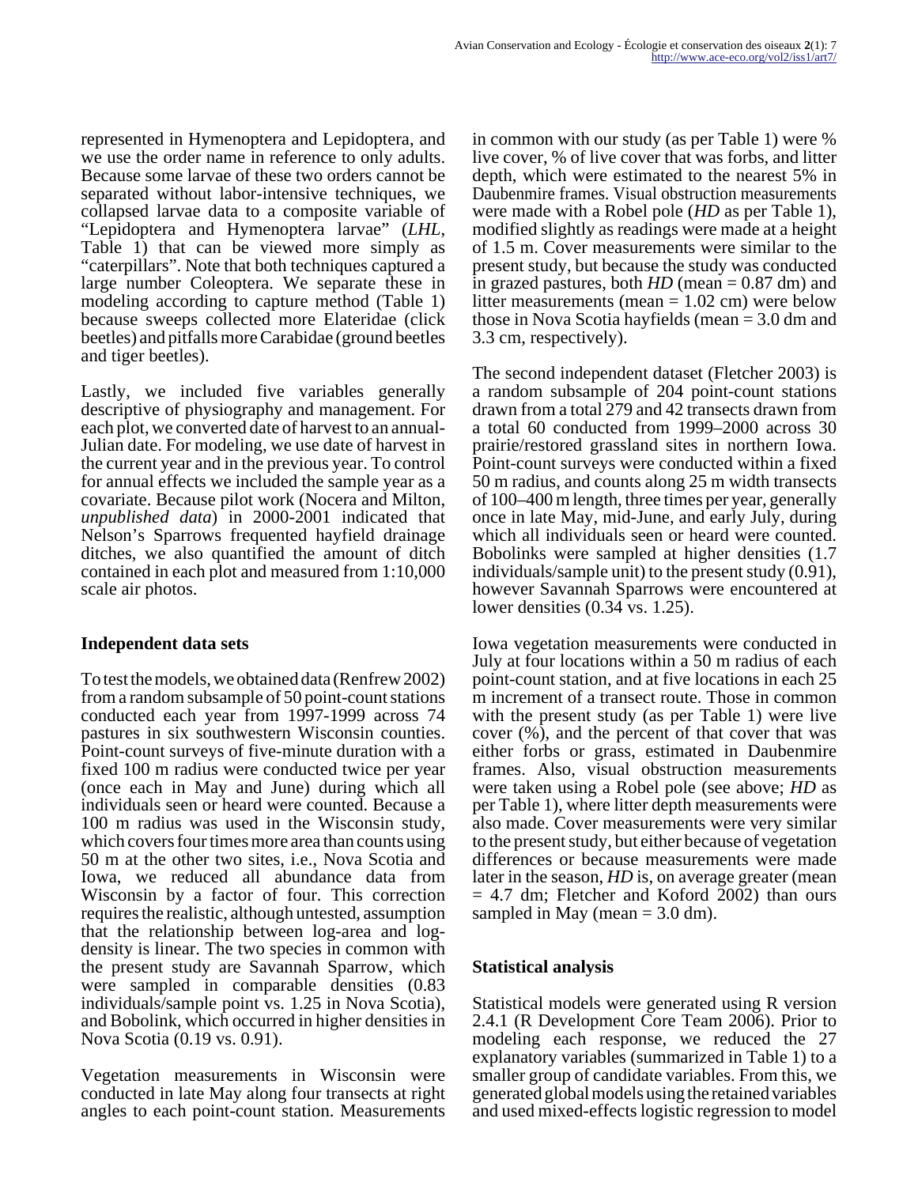represented in Hymenoptera and Lepidoptera, and we use the order name in reference to only adults. Because some larvae of these two orders cannot be separated without labor-intensive techniques, we collapsed larvae data to a composite variable of "Lepidoptera and Hymenoptera larvae" (*LHL*, Table 1) that can be viewed more simply as "caterpillars". Note that both techniques captured a large number Coleoptera. We separate these in modeling according to capture method (Table 1) because sweeps collected more Elateridae (click beetles) and pitfalls more Carabidae (ground beetles and tiger beetles).

Lastly, we included five variables generally descriptive of physiography and management. For each plot, we converted date of harvest to an annual-Julian date. For modeling, we use date of harvest in the current year and in the previous year. To control for annual effects we included the sample year as a covariate. Because pilot work (Nocera and Milton, *unpublished data*) in 2000-2001 indicated that Nelson's Sparrows frequented hayfield drainage ditches, we also quantified the amount of ditch contained in each plot and measured from 1:10,000 scale air photos.

### Independent data sets

To test the models, we obtained data (Renfrew 2002) from a random subsample of 50 point-count stations conducted each year from 1997-1999 across 74 pastures in six southwestern Wisconsin counties. Point-count surveys of five-minute duration with a fixed 100 m radius were conducted twice per year (once each in May and June) during which all individuals seen or heard were counted. Because a 100 m radius was used in the Wisconsin study, which covers four times more area than counts using 50 m at the other two sites, i.e., Nova Scotia and Iowa, we reduced all abundance data from Wisconsin by a factor of four. This correction requires the realistic, although untested, assumption that the relationship between log-area and log-density is linear. The two species in common with the present study are Savannah Sparrow, which were sampled in comparable densities (0.83 individuals/sample point vs. 1.25 in Nova Scotia), and Bobolink, which occurred in higher densities in Nova Scotia (0.19 vs. 0.91).

Vegetation measurements in Wisconsin were conducted in late May along four transects at right angles to each point-count station. Measurements in common with our study (as per Table 1) were % live cover, % of live cover that was forbs, and litter depth, which were estimated to the nearest 5% in Daubenmire frames. Visual obstruction measurements were made with a Robel pole (*HD* as per Table 1), modified slightly as readings were made at a height of 1.5 m. Cover measurements were similar to the present study, but because the study was conducted in grazed pastures, both *HD* (mean = 0.87 dm) and litter measurements (mean = 1.02 cm) were below those in Nova Scotia hayfields (mean = 3.0 dm and 3.3 cm, respectively).

The second independent dataset (Fletcher 2003) is a random subsample of 204 point-count stations drawn from a total 279 and 42 transects drawn from a total 60 conducted from 1999–2000 across 30 prairie/restored grassland sites in northern Iowa. Point-count surveys were conducted within a fixed 50 m radius, and counts along 25 m width transects of 100–400 m length, three times per year, generally once in late May, mid-June, and early July, during which all individuals seen or heard were counted. Bobolinks were sampled at higher densities (1.7 individuals/sample unit) to the present study (0.91), however Savannah Sparrows were encountered at lower densities (0.34 vs. 1.25).

Iowa vegetation measurements were conducted in July at four locations within a 50 m radius of each point-count station, and at five locations in each 25 m increment of a transect route. Those in common with the present study (as per Table 1) were live cover (%), and the percent of that cover that was either forbs or grass, estimated in Daubenmire frames. Also, visual obstruction measurements were taken using a Robel pole (see above; *HD* as per Table 1), where litter depth measurements were also made. Cover measurements were very similar to the present study, but either because of vegetation differences or because measurements were made later in the season, *HD* is, on average greater (mean = 4.7 dm; Fletcher and Koford 2002) than ours sampled in May (mean = 3.0 dm).

### Statistical analysis

Statistical models were generated using R version 2.4.1 (R Development Core Team 2006). Prior to modeling each response, we reduced the 27 explanatory variables (summarized in Table 1) to a smaller group of candidate variables. From this, we generated global models using the retained variables and used mixed-effects logistic regression to model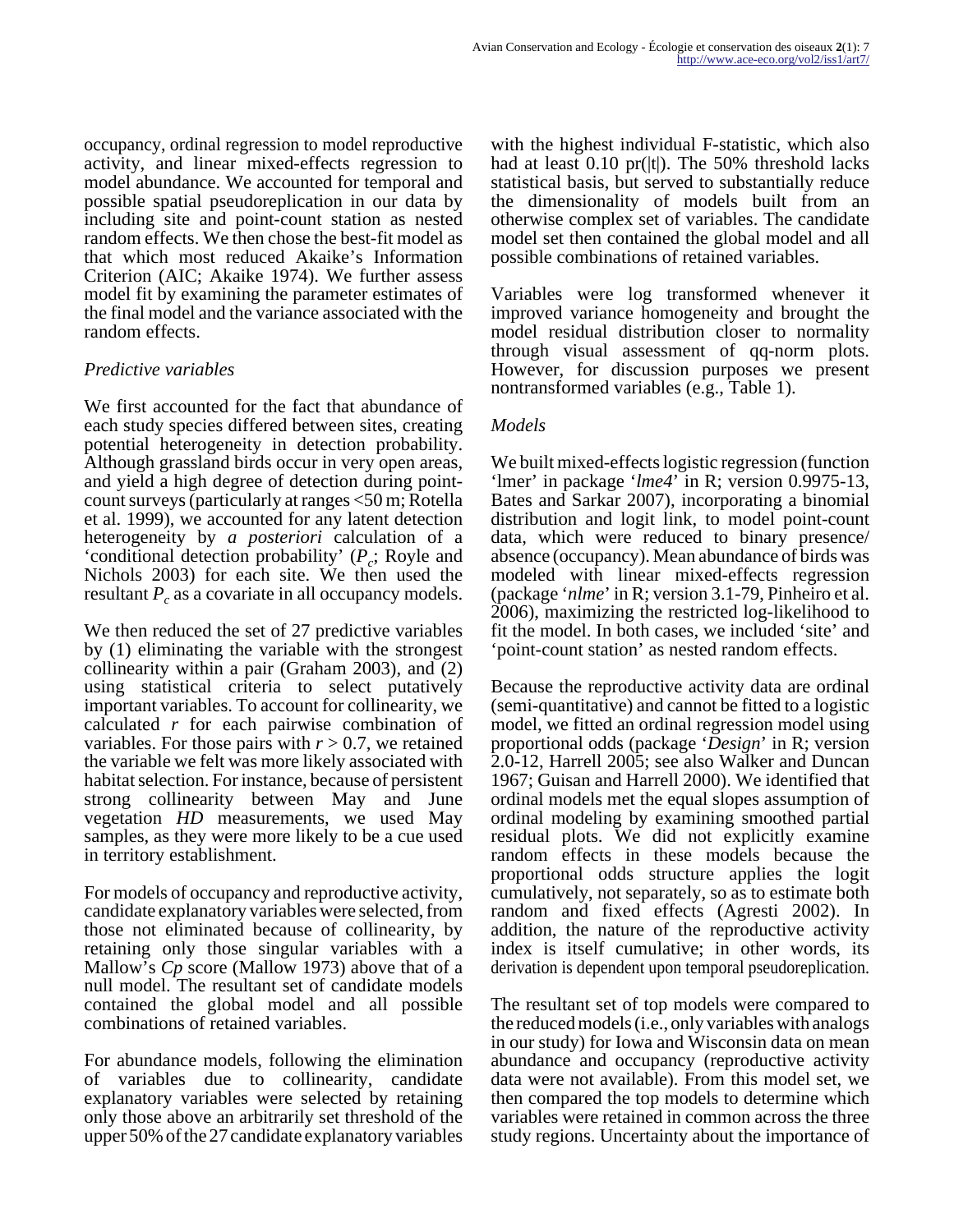occupancy, ordinal regression to model reproductive activity, and linear mixed-effects regression to model abundance. We accounted for temporal and possible spatial pseudoreplication in our data by including site and point-count station as nested random effects. We then chose the best-fit model as that which most reduced Akaike's Information Criterion (AIC; Akaike 1974). We further assess model fit by examining the parameter estimates of the final model and the variance associated with the random effects.

### *Predictive variables*

We first accounted for the fact that abundance of each study species differed between sites, creating potential heterogeneity in detection probability. Although grassland birds occur in very open areas, and yield a high degree of detection during point-count surveys (particularly at ranges <50 m; Rotella et al. 1999), we accounted for any latent detection heterogeneity by *a posteriori* calculation of a 'conditional detection probability' ($P_c$; Royle and Nichols 2003) for each site. We then used the resultant $P_c$ as a covariate in all occupancy models.

We then reduced the set of 27 predictive variables by (1) eliminating the variable with the strongest collinearity within a pair (Graham 2003), and (2) using statistical criteria to select putatively important variables. To account for collinearity, we calculated $r$ for each pairwise combination of variables. For those pairs with $r > 0.7$, we retained the variable we felt was more likely associated with habitat selection. For instance, because of persistent strong collinearity between May and June vegetation *HD* measurements, we used May samples, as they were more likely to be a cue used in territory establishment.

For models of occupancy and reproductive activity, candidate explanatory variables were selected, from those not eliminated because of collinearity, by retaining only those singular variables with a Mallow's *Cp* score (Mallow 1973) above that of a null model. The resultant set of candidate models contained the global model and all possible combinations of retained variables.

For abundance models, following the elimination of variables due to collinearity, candidate explanatory variables were selected by retaining only those above an arbitrarily set threshold of the upper 50% of the 27 candidate explanatory variables with the highest individual F-statistic, which also had at least 0.10 pr(|t|). The 50% threshold lacks statistical basis, but served to substantially reduce the dimensionality of models built from an otherwise complex set of variables. The candidate model set then contained the global model and all possible combinations of retained variables.

Variables were log transformed whenever it improved variance homogeneity and brought the model residual distribution closer to normality through visual assessment of qq-norm plots. However, for discussion purposes we present nontransformed variables (e.g., Table 1).

### *Models*

We built mixed-effects logistic regression (function 'lmer' in package '*lme4*' in R; version 0.9975-13, Bates and Sarkar 2007), incorporating a binomial distribution and logit link, to model point-count data, which were reduced to binary presence/absence (occupancy). Mean abundance of birds was modeled with linear mixed-effects regression (package '*nlme*' in R; version 3.1-79, Pinheiro et al. 2006), maximizing the restricted log-likelihood to fit the model. In both cases, we included 'site' and 'point-count station' as nested random effects.

Because the reproductive activity data are ordinal (semi-quantitative) and cannot be fitted to a logistic model, we fitted an ordinal regression model using proportional odds (package '*Design*' in R; version 2.0-12, Harrell 2005; see also Walker and Duncan 1967; Guisan and Harrell 2000). We identified that ordinal models met the equal slopes assumption of ordinal modeling by examining smoothed partial residual plots. We did not explicitly examine random effects in these models because the proportional odds structure applies the logit cumulatively, not separately, so as to estimate both random and fixed effects (Agresti 2002). In addition, the nature of the reproductive activity index is itself cumulative; in other words, its derivation is dependent upon temporal pseudoreplication.

The resultant set of top models were compared to the reduced models (i.e., only variables with analogs in our study) for Iowa and Wisconsin data on mean abundance and occupancy (reproductive activity data were not available). From this model set, we then compared the top models to determine which variables were retained in common across the three study regions. Uncertainty about the importance of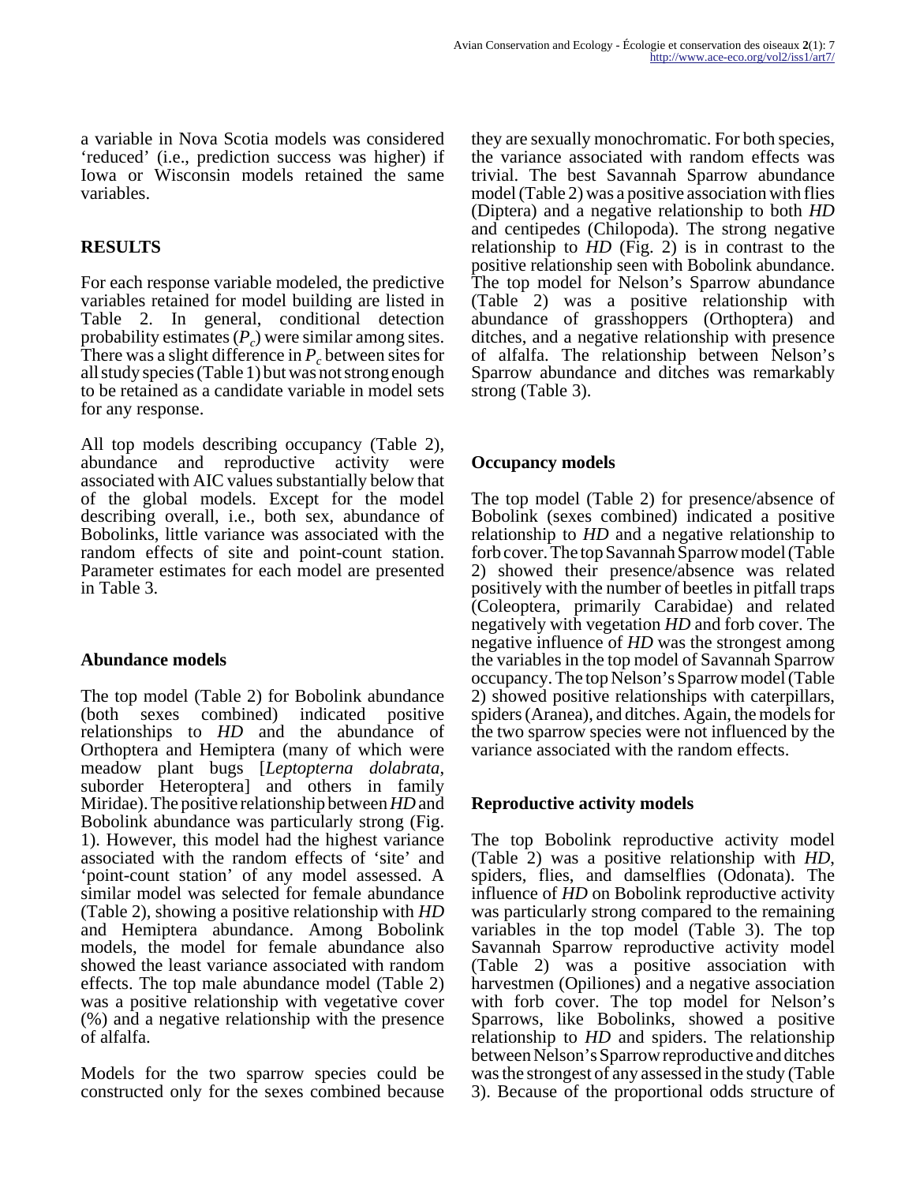a variable in Nova Scotia models was considered ‘reduced’ (i.e., prediction success was higher) if Iowa or Wisconsin models retained the same variables.

## RESULTS

For each response variable modeled, the predictive variables retained for model building are listed in Table 2. In general, conditional detection probability estimates ($P_c$) were similar among sites. There was a slight difference in $P_c$ between sites for all study species (Table 1) but was not strong enough to be retained as a candidate variable in model sets for any response.

All top models describing occupancy (Table 2), abundance and reproductive activity were associated with AIC values substantially below that of the global models. Except for the model describing overall, i.e., both sex, abundance of Bobolinks, little variance was associated with the random effects of site and point-count station. Parameter estimates for each model are presented in Table 3.

### Abundance models

The top model (Table 2) for Bobolink abundance (both sexes combined) indicated positive relationships to *HD* and the abundance of Orthoptera and Hemiptera (many of which were meadow plant bugs [*Leptopterna dolabrata*, suborder Heteroptera] and others in family Miridae). The positive relationship between *HD* and Bobolink abundance was particularly strong (Fig. 1). However, this model had the highest variance associated with the random effects of ‘site’ and ‘point-count station’ of any model assessed. A similar model was selected for female abundance (Table 2), showing a positive relationship with *HD* and Hemiptera abundance. Among Bobolink models, the model for female abundance also showed the least variance associated with random effects. The top male abundance model (Table 2) was a positive relationship with vegetative cover (%) and a negative relationship with the presence of alfalfa.

Models for the two sparrow species could be constructed only for the sexes combined because they are sexually monochromatic. For both species, the variance associated with random effects was trivial. The best Savannah Sparrow abundance model (Table 2) was a positive association with flies (Diptera) and a negative relationship to both *HD* and centipedes (Chilopoda). The strong negative relationship to *HD* (Fig. 2) is in contrast to the positive relationship seen with Bobolink abundance. The top model for Nelson’s Sparrow abundance (Table 2) was a positive relationship with abundance of grasshoppers (Orthoptera) and ditches, and a negative relationship with presence of alfalfa. The relationship between Nelson’s Sparrow abundance and ditches was remarkably strong (Table 3).

### Occupancy models

The top model (Table 2) for presence/absence of Bobolink (sexes combined) indicated a positive relationship to *HD* and a negative relationship to forb cover. The top Savannah Sparrow model (Table 2) showed their presence/absence was related positively with the number of beetles in pitfall traps (Coleoptera, primarily Carabidae) and related negatively with vegetation *HD* and forb cover. The negative influence of *HD* was the strongest among the variables in the top model of Savannah Sparrow occupancy. The top Nelson’s Sparrow model (Table 2) showed positive relationships with caterpillars, spiders (Aranea), and ditches. Again, the models for the two sparrow species were not influenced by the variance associated with the random effects.

### Reproductive activity models

The top Bobolink reproductive activity model (Table 2) was a positive relationship with *HD*, spiders, flies, and damselflies (Odonata). The influence of *HD* on Bobolink reproductive activity was particularly strong compared to the remaining variables in the top model (Table 3). The top Savannah Sparrow reproductive activity model (Table 2) was a positive association with harvestmen (Opiliones) and a negative association with forb cover. The top model for Nelson’s Sparrows, like Bobolinks, showed a positive relationship to *HD* and spiders. The relationship between Nelson’s Sparrow reproductive and ditches was the strongest of any assessed in the study (Table 3). Because of the proportional odds structure of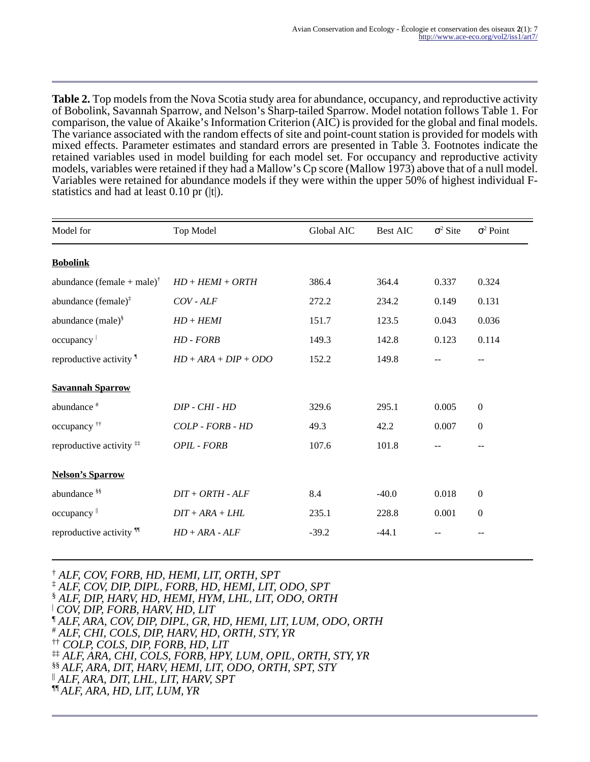**Table 2.** Top models from the Nova Scotia study area for abundance, occupancy, and reproductive activity of Bobolink, Savannah Sparrow, and Nelson's Sharp-tailed Sparrow. Model notation follows Table 1. For comparison, the value of Akaike's Information Criterion (AIC) is provided for the global and final models. The variance associated with the random effects of site and point-count station is provided for models with mixed effects. Parameter estimates and standard errors are presented in Table 3. Footnotes indicate the retained variables used in model building for each model set. For occupancy and reproductive activity models, variables were retained if they had a Mallow's Cp score (Mallow 1973) above that of a null model. Variables were retained for abundance models if they were within the upper 50% of highest individual F-statistics and had at least 0.10 pr (|t|).

| Model for | Top Model | Global AIC | Best AIC | $\sigma^2$ Site | $\sigma^2$ Point |
|---|---|---|---|---|---|
| **Bobolink** | | | | | |
| abundance (female + male)[†] | *HD + HEMI + ORTH* | 386.4 | 364.4 | 0.337 | 0.324 |
| abundance (female)[‡] | *COV - ALF* | 272.2 | 234.2 | 0.149 | 0.131 |
| abundance (male)[§] | *HD + HEMI* | 151.7 | 123.5 | 0.043 | 0.036 |
| occupancy[\|] | *HD - FORB* | 149.3 | 142.8 | 0.123 | 0.114 |
| reproductive activity[¶] | *HD + ARA + DIP + ODO* | 152.2 | 149.8 | -- | -- |
| **Savannah Sparrow** | | | | | |
| abundance[#] | *DIP - CHI - HD* | 329.6 | 295.1 | 0.005 | 0 |
| occupancy[††] | *COLP - FORB - HD* | 49.3 | 42.2 | 0.007 | 0 |
| reproductive activity[‡‡] | *OPIL - FORB* | 107.6 | 101.8 | -- | -- |
| **Nelson's Sparrow** | | | | | |
| abundance[§§] | *DIT + ORTH - ALF* | 8.4 | -40.0 | 0.018 | 0 |
| occupancy[‖] | *DIT + ARA + LHL* | 235.1 | 228.8 | 0.001 | 0 |
| reproductive activity[¶¶] | *HD + ARA - ALF* | -39.2 | -44.1 | -- | -- |

[†] *ALF, COV, FORB, HD, HEMI, LIT, ORTH, SPT*
[‡] *ALF, COV, DIP, DIPL, FORB, HD, HEMI, LIT, ODO, SPT*
[§] *ALF, DIP, HARV, HD, HEMI, HYM, LHL, LIT, ODO, ORTH*
[|] *COV, DIP, FORB, HARV, HD, LIT*
[¶] *ALF, ARA, COV, DIP, DIPL, GR, HD, HEMI, LIT, LUM, ODO, ORTH*
[#] *ALF, CHI, COLS, DIP, HARV, HD, ORTH, STY, YR*
[††] *COLP, COLS, DIP, FORB, HD, LIT*
[‡‡] *ALF, ARA, CHI, COLS, FORB, HPY, LUM, OPIL, ORTH, STY, YR*
[§§] *ALF, ARA, DIT, HARV, HEMI, LIT, ODO, ORTH, SPT, STY*
[‖] *ALF, ARA, DIT, LHL, LIT, HARV, SPT*
[¶¶] *ALF, ARA, HD, LIT, LUM, YR*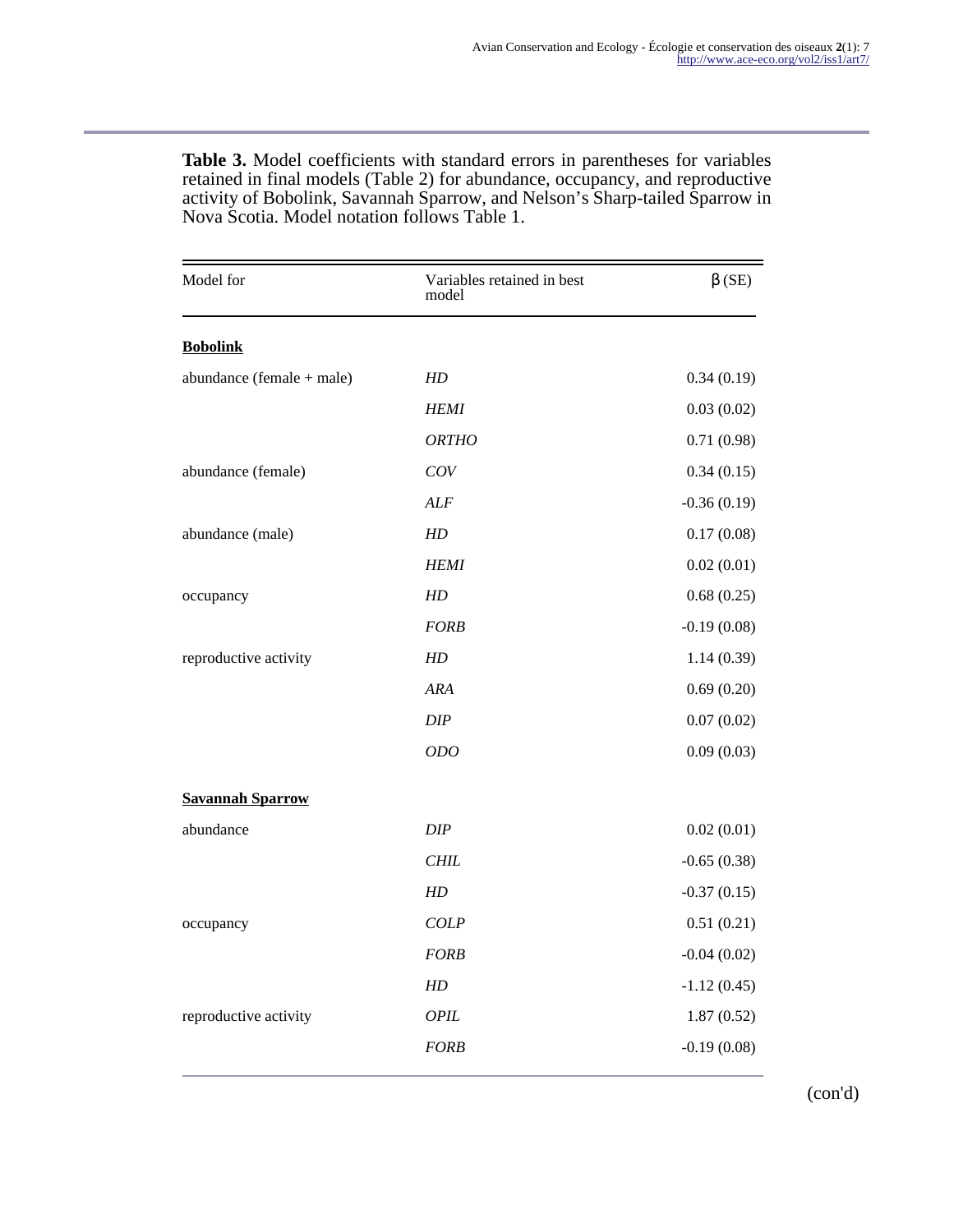**Table 3.** Model coefficients with standard errors in parentheses for variables retained in final models (Table 2) for abundance, occupancy, and reproductive activity of Bobolink, Savannah Sparrow, and Nelson's Sharp-tailed Sparrow in Nova Scotia. Model notation follows Table 1.

| Model for | Variables retained in best model | β (SE) |
|---|---|---|
| **Bobolink** | | |
| abundance (female + male) | *HD* | 0.34 (0.19) |
| | *HEMI* | 0.03 (0.02) |
| | *ORTHO* | 0.71 (0.98) |
| abundance (female) | *COV* | 0.34 (0.15) |
| | *ALF* | -0.36 (0.19) |
| abundance (male) | *HD* | 0.17 (0.08) |
| | *HEMI* | 0.02 (0.01) |
| occupancy | *HD* | 0.68 (0.25) |
| | *FORB* | -0.19 (0.08) |
| reproductive activity | *HD* | 1.14 (0.39) |
| | *ARA* | 0.69 (0.20) |
| | *DIP* | 0.07 (0.02) |
| | *ODO* | 0.09 (0.03) |
| **Savannah Sparrow** | | |
| abundance | *DIP* | 0.02 (0.01) |
| | *CHIL* | -0.65 (0.38) |
| | *HD* | -0.37 (0.15) |
| occupancy | *COLP* | 0.51 (0.21) |
| | *FORB* | -0.04 (0.02) |
| | *HD* | -1.12 (0.45) |
| reproductive activity | *OPIL* | 1.87 (0.52) |
| | *FORB* | -0.19 (0.08) |

(con'd)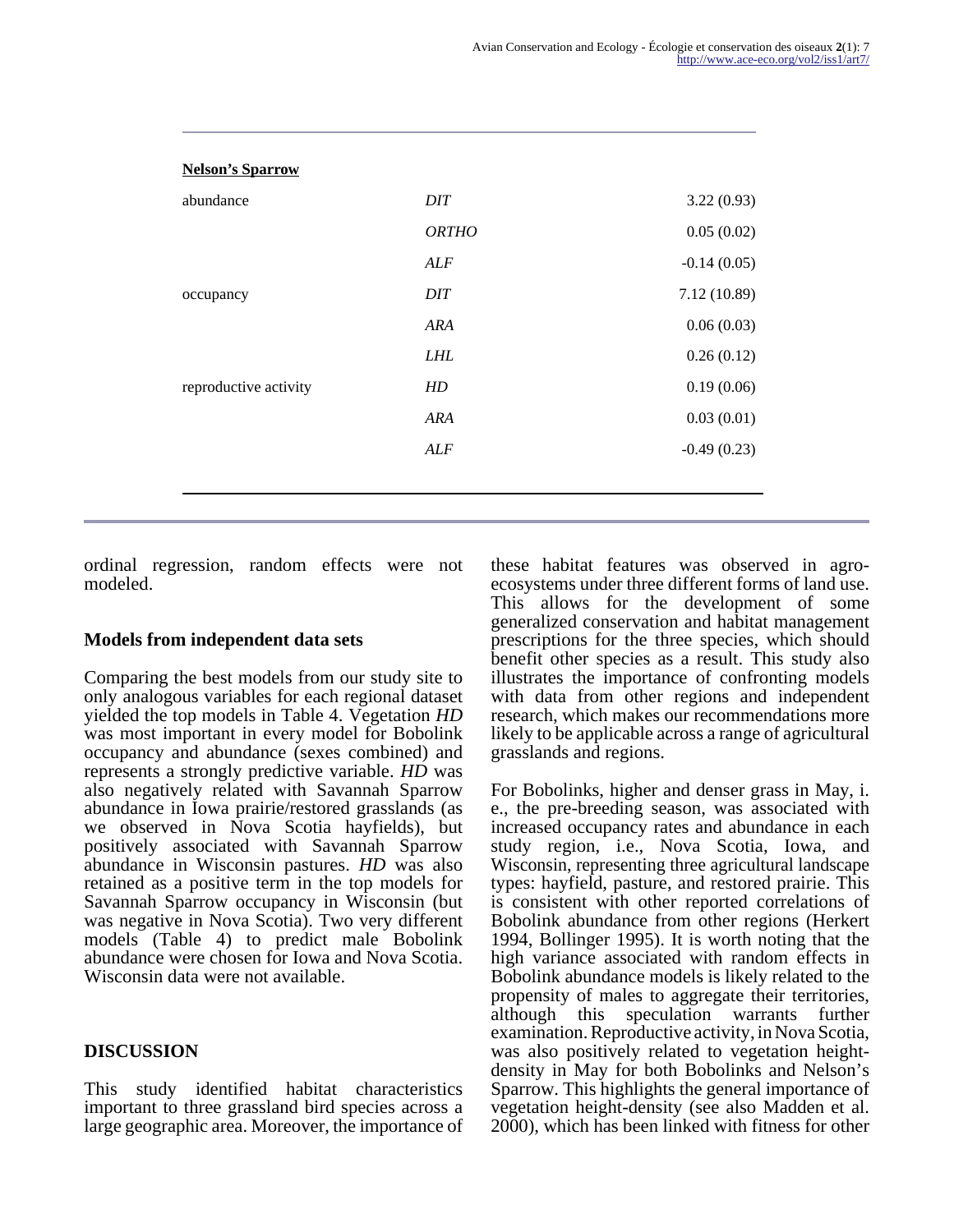| | | |
|---|---|---|
| **Nelson's Sparrow** | | |
| abundance | *DIT* | 3.22 (0.93) |
| | *ORTHO* | 0.05 (0.02) |
| | *ALF* | -0.14 (0.05) |
| occupancy | *DIT* | 7.12 (10.89) |
| | *ARA* | 0.06 (0.03) |
| | *LHL* | 0.26 (0.12) |
| reproductive activity | *HD* | 0.19 (0.06) |
| | *ARA* | 0.03 (0.01) |
| | *ALF* | -0.49 (0.23) |

ordinal regression, random effects were not modeled.

### Models from independent data sets

Comparing the best models from our study site to only analogous variables for each regional dataset yielded the top models in Table 4. Vegetation *HD* was most important in every model for Bobolink occupancy and abundance (sexes combined) and represents a strongly predictive variable. *HD* was also negatively related with Savannah Sparrow abundance in Iowa prairie/restored grasslands (as we observed in Nova Scotia hayfields), but positively associated with Savannah Sparrow abundance in Wisconsin pastures. *HD* was also retained as a positive term in the top models for Savannah Sparrow occupancy in Wisconsin (but was negative in Nova Scotia). Two very different models (Table 4) to predict male Bobolink abundance were chosen for Iowa and Nova Scotia. Wisconsin data were not available.

## DISCUSSION

This study identified habitat characteristics important to three grassland bird species across a large geographic area. Moreover, the importance of these habitat features was observed in agro-ecosystems under three different forms of land use. This allows for the development of some generalized conservation and habitat management prescriptions for the three species, which should benefit other species as a result. This study also illustrates the importance of confronting models with data from other regions and independent research, which makes our recommendations more likely to be applicable across a range of agricultural grasslands and regions.

For Bobolinks, higher and denser grass in May, i.e., the pre-breeding season, was associated with increased occupancy rates and abundance in each study region, i.e., Nova Scotia, Iowa, and Wisconsin, representing three agricultural landscape types: hayfield, pasture, and restored prairie. This is consistent with other reported correlations of Bobolink abundance from other regions (Herkert 1994, Bollinger 1995). It is worth noting that the high variance associated with random effects in Bobolink abundance models is likely related to the propensity of males to aggregate their territories, although this speculation warrants further examination. Reproductive activity, in Nova Scotia, was also positively related to vegetation height-density in May for both Bobolinks and Nelson's Sparrow. This highlights the general importance of vegetation height-density (see also Madden et al. 2000), which has been linked with fitness for other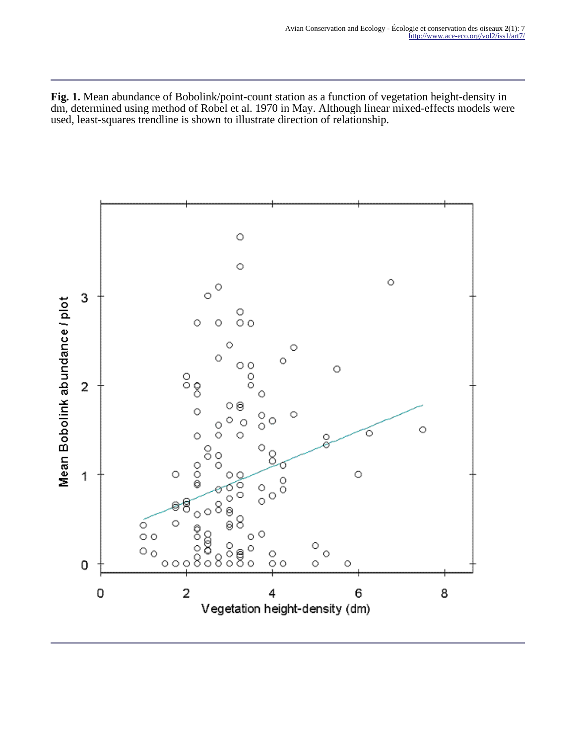**Fig. 1.** Mean abundance of Bobolink/point-count station as a function of vegetation height-density in dm, determined using method of Robel et al. 1970 in May. Although linear mixed-effects models were used, least-squares trendline is shown to illustrate direction of relationship.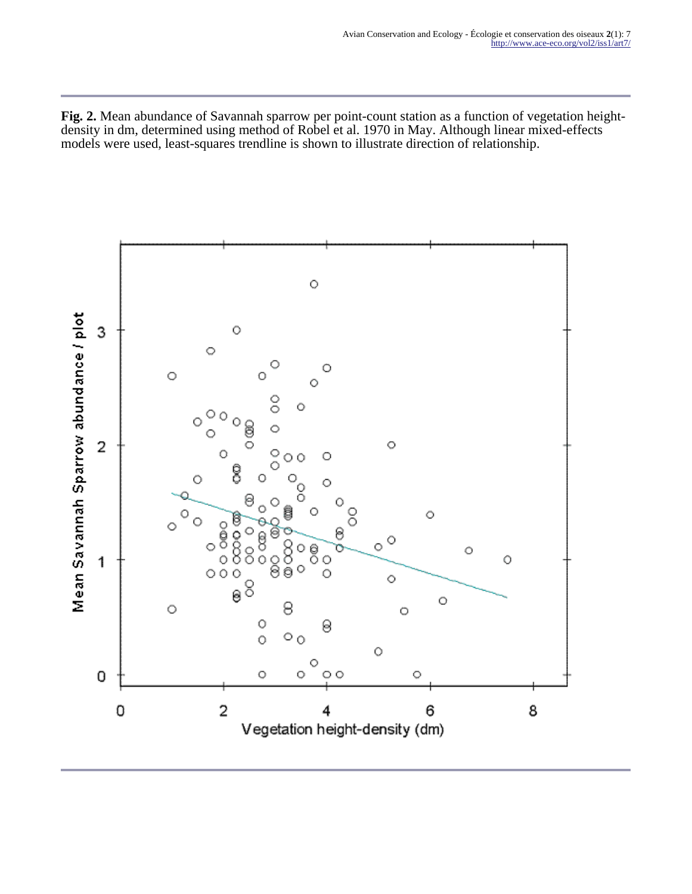**Fig. 2.** Mean abundance of Savannah sparrow per point-count station as a function of vegetation height-density in dm, determined using method of Robel et al. 1970 in May. Although linear mixed-effects models were used, least-squares trendline is shown to illustrate direction of relationship.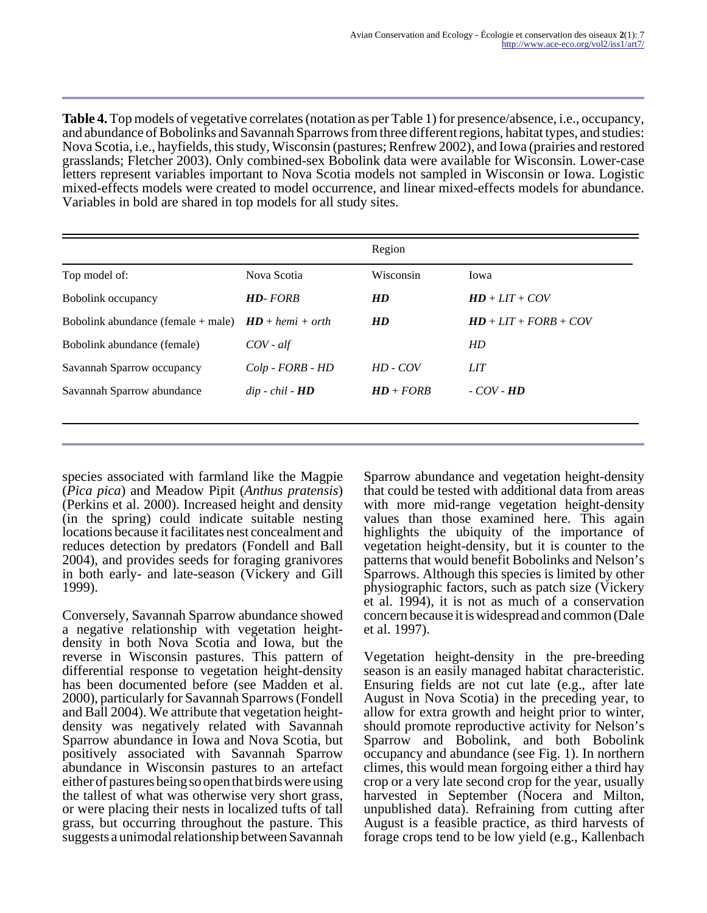**Table 4.** Top models of vegetative correlates (notation as per Table 1) for presence/absence, i.e., occupancy, and abundance of Bobolinks and Savannah Sparrows from three different regions, habitat types, and studies: Nova Scotia, i.e., hayfields, this study, Wisconsin (pastures; Renfrew 2002), and Iowa (prairies and restored grasslands; Fletcher 2003). Only combined-sex Bobolink data were available for Wisconsin. Lower-case letters represent variables important to Nova Scotia models not sampled in Wisconsin or Iowa. Logistic mixed-effects models were created to model occurrence, and linear mixed-effects models for abundance. Variables in bold are shared in top models for all study sites.

| | Region | | |
|---|---|---|---|
| Top model of: | Nova Scotia | Wisconsin | Iowa |
| Bobolink occupancy | ***HD***- *FORB* | ***HD*** | ***HD*** + *LIT* + *COV* |
| Bobolink abundance (female + male) | ***HD*** + *hemi* + *orth* | ***HD*** | ***HD*** + *LIT* + *FORB* + *COV* |
| Bobolink abundance (female) | *COV* - *alf* | | *HD* |
| Savannah Sparrow occupancy | *Colp* - *FORB* - *HD* | *HD* - *COV* | *LIT* |
| Savannah Sparrow abundance | *dip* - *chil* - ***HD*** | ***HD*** + *FORB* | - *COV* - ***HD*** |

species associated with farmland like the Magpie (*Pica pica*) and Meadow Pipit (*Anthus pratensis*) (Perkins et al. 2000). Increased height and density (in the spring) could indicate suitable nesting locations because it facilitates nest concealment and reduces detection by predators (Fondell and Ball 2004), and provides seeds for foraging granivores in both early- and late-season (Vickery and Gill 1999).

Conversely, Savannah Sparrow abundance showed a negative relationship with vegetation height-density in both Nova Scotia and Iowa, but the reverse in Wisconsin pastures. This pattern of differential response to vegetation height-density has been documented before (see Madden et al. 2000), particularly for Savannah Sparrows (Fondell and Ball 2004). We attribute that vegetation height-density was negatively related with Savannah Sparrow abundance in Iowa and Nova Scotia, but positively associated with Savannah Sparrow abundance in Wisconsin pastures to an artefact either of pastures being so open that birds were using the tallest of what was otherwise very short grass, or were placing their nests in localized tufts of tall grass, but occurring throughout the pasture. This suggests a unimodal relationship between Savannah Sparrow abundance and vegetation height-density that could be tested with additional data from areas with more mid-range vegetation height-density values than those examined here. This again highlights the ubiquity of the importance of vegetation height-density, but it is counter to the patterns that would benefit Bobolinks and Nelson's Sparrows. Although this species is limited by other physiographic factors, such as patch size (Vickery et al. 1994), it is not as much of a conservation concern because it is widespread and common (Dale et al. 1997).

Vegetation height-density in the pre-breeding season is an easily managed habitat characteristic. Ensuring fields are not cut late (e.g., after late August in Nova Scotia) in the preceding year, to allow for extra growth and height prior to winter, should promote reproductive activity for Nelson's Sparrow and Bobolink, and both Bobolink occupancy and abundance (see Fig. 1). In northern climes, this would mean forgoing either a third hay crop or a very late second crop for the year, usually harvested in September (Nocera and Milton, unpublished data). Refraining from cutting after August is a feasible practice, as third harvests of forage crops tend to be low yield (e.g., Kallenbach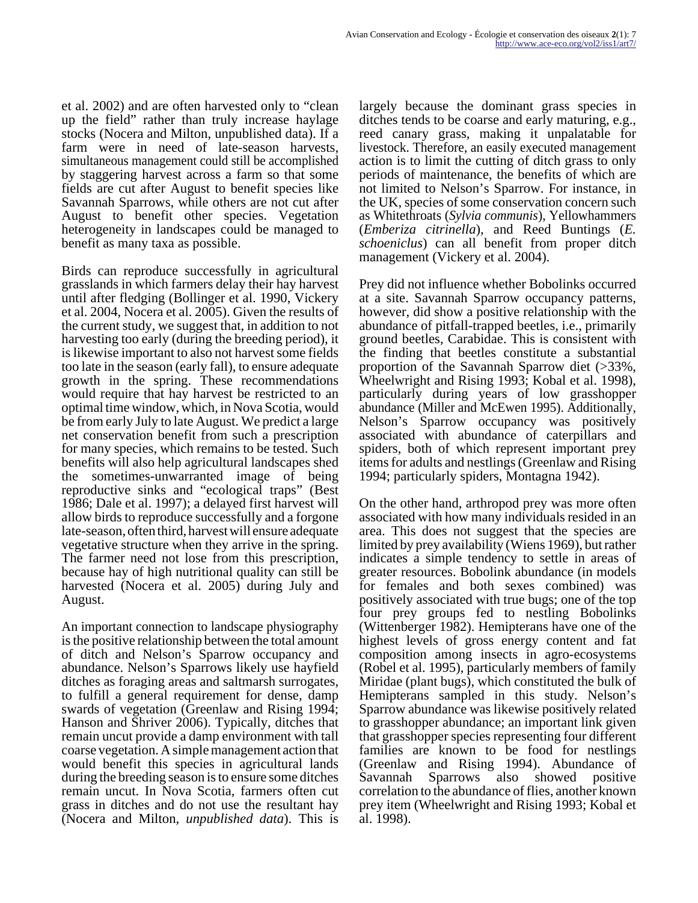et al. 2002) and are often harvested only to "clean up the field" rather than truly increase haylage stocks (Nocera and Milton, unpublished data). If a farm were in need of late-season harvests, simultaneous management could still be accomplished by staggering harvest across a farm so that some fields are cut after August to benefit species like Savannah Sparrows, while others are not cut after August to benefit other species. Vegetation heterogeneity in landscapes could be managed to benefit as many taxa as possible.

Birds can reproduce successfully in agricultural grasslands in which farmers delay their hay harvest until after fledging (Bollinger et al. 1990, Vickery et al. 2004, Nocera et al. 2005). Given the results of the current study, we suggest that, in addition to not harvesting too early (during the breeding period), it is likewise important to also not harvest some fields too late in the season (early fall), to ensure adequate growth in the spring. These recommendations would require that hay harvest be restricted to an optimal time window, which, in Nova Scotia, would be from early July to late August. We predict a large net conservation benefit from such a prescription for many species, which remains to be tested. Such benefits will also help agricultural landscapes shed the sometimes-unwarranted image of being reproductive sinks and "ecological traps" (Best 1986; Dale et al. 1997); a delayed first harvest will allow birds to reproduce successfully and a forgone late-season, often third, harvest will ensure adequate vegetative structure when they arrive in the spring. The farmer need not lose from this prescription, because hay of high nutritional quality can still be harvested (Nocera et al. 2005) during July and August.

An important connection to landscape physiography is the positive relationship between the total amount of ditch and Nelson's Sparrow occupancy and abundance. Nelson's Sparrows likely use hayfield ditches as foraging areas and saltmarsh surrogates, to fulfill a general requirement for dense, damp swards of vegetation (Greenlaw and Rising 1994; Hanson and Shriver 2006). Typically, ditches that remain uncut provide a damp environment with tall coarse vegetation. A simple management action that would benefit this species in agricultural lands during the breeding season is to ensure some ditches remain uncut. In Nova Scotia, farmers often cut grass in ditches and do not use the resultant hay (Nocera and Milton, *unpublished data*). This is largely because the dominant grass species in ditches tends to be coarse and early maturing, e.g., reed canary grass, making it unpalatable for livestock. Therefore, an easily executed management action is to limit the cutting of ditch grass to only periods of maintenance, the benefits of which are not limited to Nelson's Sparrow. For instance, in the UK, species of some conservation concern such as Whitethroats (*Sylvia communis*), Yellowhammers (*Emberiza citrinella*), and Reed Buntings (*E. schoeniclus*) can all benefit from proper ditch management (Vickery et al. 2004).

Prey did not influence whether Bobolinks occurred at a site. Savannah Sparrow occupancy patterns, however, did show a positive relationship with the abundance of pitfall-trapped beetles, i.e., primarily ground beetles, Carabidae. This is consistent with the finding that beetles constitute a substantial proportion of the Savannah Sparrow diet (>33%, Wheelwright and Rising 1993; Kobal et al. 1998), particularly during years of low grasshopper abundance (Miller and McEwen 1995). Additionally, Nelson's Sparrow occupancy was positively associated with abundance of caterpillars and spiders, both of which represent important prey items for adults and nestlings (Greenlaw and Rising 1994; particularly spiders, Montagna 1942).

On the other hand, arthropod prey was more often associated with how many individuals resided in an area. This does not suggest that the species are limited by prey availability (Wiens 1969), but rather indicates a simple tendency to settle in areas of greater resources. Bobolink abundance (in models for females and both sexes combined) was positively associated with true bugs; one of the top four prey groups fed to nestling Bobolinks (Wittenberger 1982). Hemipterans have one of the highest levels of gross energy content and fat composition among insects in agro-ecosystems (Robel et al. 1995), particularly members of family Miridae (plant bugs), which constituted the bulk of Hemipterans sampled in this study. Nelson's Sparrow abundance was likewise positively related to grasshopper abundance; an important link given that grasshopper species representing four different families are known to be food for nestlings (Greenlaw and Rising 1994). Abundance of Savannah Sparrows also showed positive correlation to the abundance of flies, another known prey item (Wheelwright and Rising 1993; Kobal et al. 1998).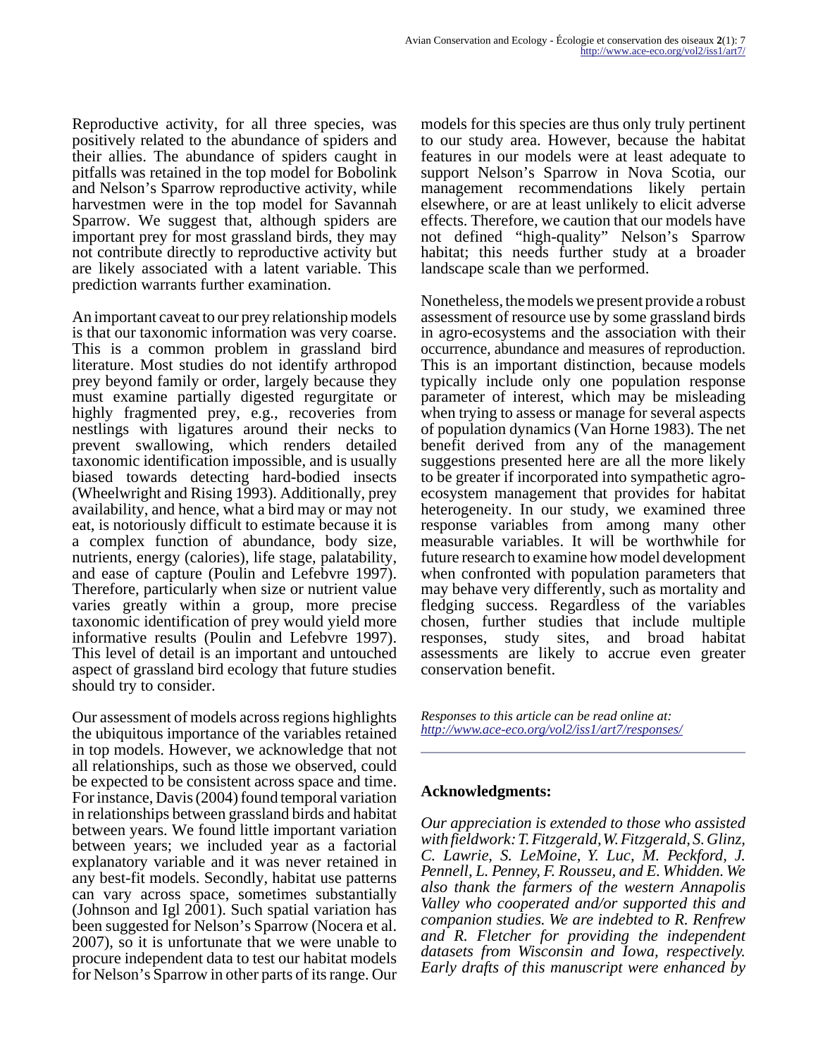Reproductive activity, for all three species, was positively related to the abundance of spiders and their allies. The abundance of spiders caught in pitfalls was retained in the top model for Bobolink and Nelson's Sparrow reproductive activity, while harvestmen were in the top model for Savannah Sparrow. We suggest that, although spiders are important prey for most grassland birds, they may not contribute directly to reproductive activity but are likely associated with a latent variable. This prediction warrants further examination.

An important caveat to our prey relationship models is that our taxonomic information was very coarse. This is a common problem in grassland bird literature. Most studies do not identify arthropod prey beyond family or order, largely because they must examine partially digested regurgitate or highly fragmented prey, e.g., recoveries from nestlings with ligatures around their necks to prevent swallowing, which renders detailed taxonomic identification impossible, and is usually biased towards detecting hard-bodied insects (Wheelwright and Rising 1993). Additionally, prey availability, and hence, what a bird may or may not eat, is notoriously difficult to estimate because it is a complex function of abundance, body size, nutrients, energy (calories), life stage, palatability, and ease of capture (Poulin and Lefebvre 1997). Therefore, particularly when size or nutrient value varies greatly within a group, more precise taxonomic identification of prey would yield more informative results (Poulin and Lefebvre 1997). This level of detail is an important and untouched aspect of grassland bird ecology that future studies should try to consider.

Our assessment of models across regions highlights the ubiquitous importance of the variables retained in top models. However, we acknowledge that not all relationships, such as those we observed, could be expected to be consistent across space and time. For instance, Davis (2004) found temporal variation in relationships between grassland birds and habitat between years. We found little important variation between years; we included year as a factorial explanatory variable and it was never retained in any best-fit models. Secondly, habitat use patterns can vary across space, sometimes substantially (Johnson and Igl 2001). Such spatial variation has been suggested for Nelson's Sparrow (Nocera et al. 2007), so it is unfortunate that we were unable to procure independent data to test our habitat models for Nelson's Sparrow in other parts of its range. Our models for this species are thus only truly pertinent to our study area. However, because the habitat features in our models were at least adequate to support Nelson's Sparrow in Nova Scotia, our management recommendations likely pertain elsewhere, or are at least unlikely to elicit adverse effects. Therefore, we caution that our models have not defined "high-quality" Nelson's Sparrow habitat; this needs further study at a broader landscape scale than we performed.

Nonetheless, the models we present provide a robust assessment of resource use by some grassland birds in agro-ecosystems and the association with their occurrence, abundance and measures of reproduction. This is an important distinction, because models typically include only one population response parameter of interest, which may be misleading when trying to assess or manage for several aspects of population dynamics (Van Horne 1983). The net benefit derived from any of the management suggestions presented here are all the more likely to be greater if incorporated into sympathetic agro-ecosystem management that provides for habitat heterogeneity. In our study, we examined three response variables from among many other measurable variables. It will be worthwhile for future research to examine how model development when confronted with population parameters that may behave very differently, such as mortality and fledging success. Regardless of the variables chosen, further studies that include multiple responses, study sites, and broad habitat assessments are likely to accrue even greater conservation benefit.

*Responses to this article can be read online at:*
*http://www.ace-eco.org/vol2/iss1/art7/responses/*

---

## Acknowledgments:

*Our appreciation is extended to those who assisted with fieldwork: T. Fitzgerald, W. Fitzgerald, S. Glinz, C. Lawrie, S. LeMoine, Y. Luc, M. Peckford, J. Pennell, L. Penney, F. Rousseu, and E. Whidden. We also thank the farmers of the western Annapolis Valley who cooperated and/or supported this and companion studies. We are indebted to R. Renfrew and R. Fletcher for providing the independent datasets from Wisconsin and Iowa, respectively. Early drafts of this manuscript were enhanced by*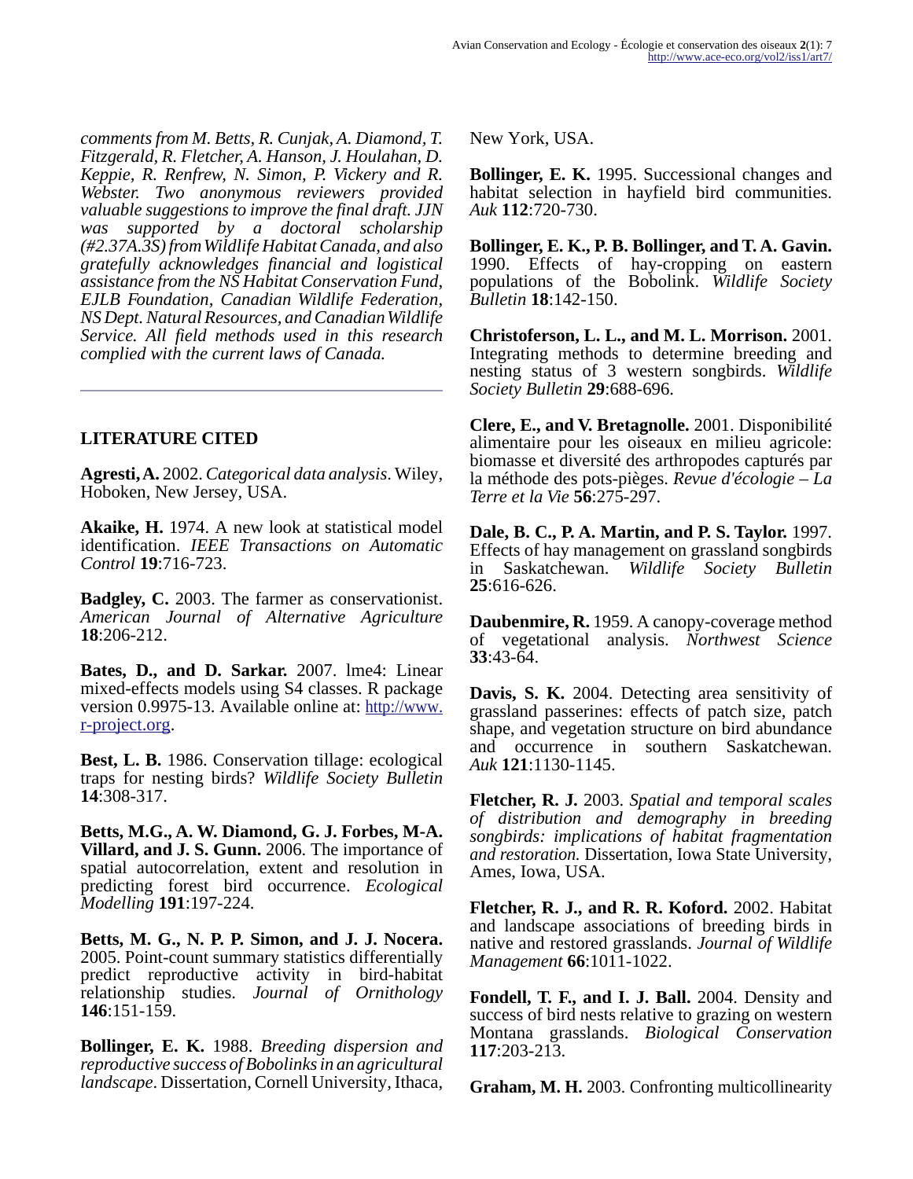*comments from M. Betts, R. Cunjak, A. Diamond, T. Fitzgerald, R. Fletcher, A. Hanson, J. Houlahan, D. Keppie, R. Renfrew, N. Simon, P. Vickery and R. Webster. Two anonymous reviewers provided valuable suggestions to improve the final draft. JJN was supported by a doctoral scholarship (#2.37A.3S) from Wildlife Habitat Canada, and also gratefully acknowledges financial and logistical assistance from the NS Habitat Conservation Fund, EJLB Foundation, Canadian Wildlife Federation, NS Dept. Natural Resources, and Canadian Wildlife Service. All field methods used in this research complied with the current laws of Canada.*

## LITERATURE CITED

**Agresti, A.** 2002. *Categorical data analysis*. Wiley, Hoboken, New Jersey, USA.

**Akaike, H.** 1974. A new look at statistical model identification. *IEEE Transactions on Automatic Control* **19**:716-723.

**Badgley, C.** 2003. The farmer as conservationist. *American Journal of Alternative Agriculture* **18**:206-212.

**Bates, D., and D. Sarkar.** 2007. lme4: Linear mixed-effects models using S4 classes. R package version 0.9975-13. Available online at: http://www.r-project.org.

**Best, L. B.** 1986. Conservation tillage: ecological traps for nesting birds? *Wildlife Society Bulletin* **14**:308-317.

**Betts, M.G., A. W. Diamond, G. J. Forbes, M-A. Villard, and J. S. Gunn.** 2006. The importance of spatial autocorrelation, extent and resolution in predicting forest bird occurrence. *Ecological Modelling* **191**:197-224.

**Betts, M. G., N. P. P. Simon, and J. J. Nocera.** 2005. Point-count summary statistics differentially predict reproductive activity in bird-habitat relationship studies. *Journal of Ornithology* **146**:151-159.

**Bollinger, E. K.** 1988. *Breeding dispersion and reproductive success of Bobolinks in an agricultural landscape*. Dissertation, Cornell University, Ithaca, New York, USA.

**Bollinger, E. K.** 1995. Successional changes and habitat selection in hayfield bird communities. *Auk* **112**:720-730.

**Bollinger, E. K., P. B. Bollinger, and T. A. Gavin.** 1990. Effects of hay-cropping on eastern populations of the Bobolink. *Wildlife Society Bulletin* **18**:142-150.

**Christoferson, L. L., and M. L. Morrison.** 2001. Integrating methods to determine breeding and nesting status of 3 western songbirds. *Wildlife Society Bulletin* **29**:688-696.

**Clere, E., and V. Bretagnolle.** 2001. Disponibilité alimentaire pour les oiseaux en milieu agricole: biomasse et diversité des arthropodes capturés par la méthode des pots-pièges. *Revue d'écologie – La Terre et la Vie* **56**:275-297.

**Dale, B. C., P. A. Martin, and P. S. Taylor.** 1997. Effects of hay management on grassland songbirds in Saskatchewan. *Wildlife Society Bulletin* **25**:616-626.

**Daubenmire, R.** 1959. A canopy-coverage method of vegetational analysis. *Northwest Science* **33**:43-64.

**Davis, S. K.** 2004. Detecting area sensitivity of grassland passerines: effects of patch size, patch shape, and vegetation structure on bird abundance and occurrence in southern Saskatchewan. *Auk* **121**:1130-1145.

**Fletcher, R. J.** 2003. *Spatial and temporal scales of distribution and demography in breeding songbirds: implications of habitat fragmentation and restoration.* Dissertation, Iowa State University, Ames, Iowa, USA.

**Fletcher, R. J., and R. R. Koford.** 2002. Habitat and landscape associations of breeding birds in native and restored grasslands. *Journal of Wildlife Management* **66**:1011-1022.

**Fondell, T. F., and I. J. Ball.** 2004. Density and success of bird nests relative to grazing on western Montana grasslands. *Biological Conservation* **117**:203-213.

**Graham, M. H.** 2003. Confronting multicollinearity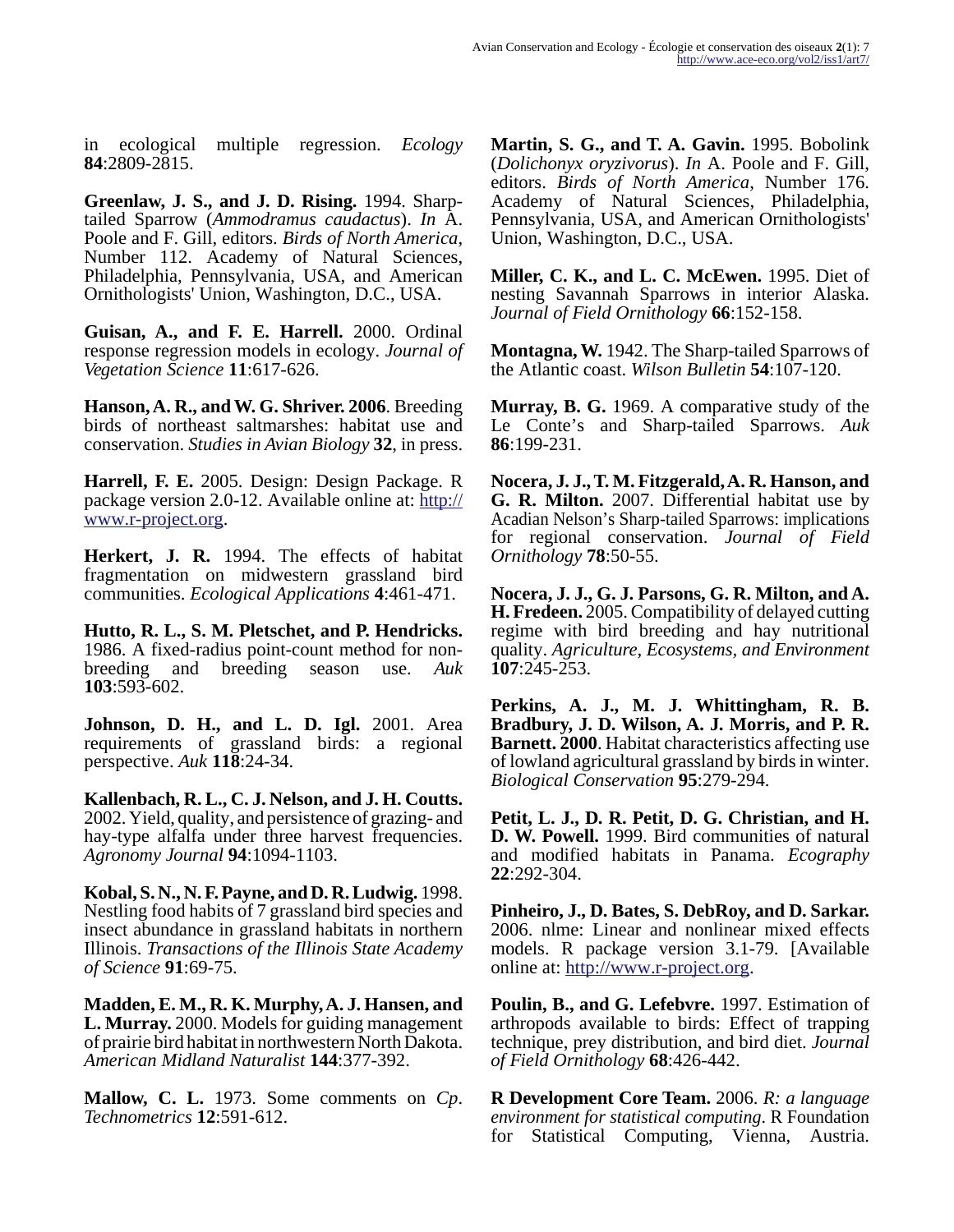in ecological multiple regression. *Ecology* **84**:2809-2815.

**Greenlaw, J. S., and J. D. Rising.** 1994. Sharp-tailed Sparrow (*Ammodramus caudactus*). *In* A. Poole and F. Gill, editors. *Birds of North America*, Number 112. Academy of Natural Sciences, Philadelphia, Pennsylvania, USA, and American Ornithologists' Union, Washington, D.C., USA.

**Guisan, A., and F. E. Harrell.** 2000. Ordinal response regression models in ecology. *Journal of Vegetation Science* **11**:617-626.

**Hanson, A. R., and W. G. Shriver. 2006**. Breeding birds of northeast saltmarshes: habitat use and conservation. *Studies in Avian Biology* **32**, in press.

**Harrell, F. E.** 2005. Design: Design Package. R package version 2.0-12. Available online at: http://www.r-project.org.

**Herkert, J. R.** 1994. The effects of habitat fragmentation on midwestern grassland bird communities. *Ecological Applications* **4**:461-471.

**Hutto, R. L., S. M. Pletschet, and P. Hendricks.** 1986. A fixed-radius point-count method for non-breeding and breeding season use. *Auk* **103**:593-602.

**Johnson, D. H., and L. D. Igl.** 2001. Area requirements of grassland birds: a regional perspective. *Auk* **118**:24-34.

**Kallenbach, R. L., C. J. Nelson, and J. H. Coutts.** 2002. Yield, quality, and persistence of grazing- and hay-type alfalfa under three harvest frequencies. *Agronomy Journal* **94**:1094-1103.

**Kobal, S. N., N. F. Payne, and D. R. Ludwig.** 1998. Nestling food habits of 7 grassland bird species and insect abundance in grassland habitats in northern Illinois. *Transactions of the Illinois State Academy of Science* **91**:69-75.

**Madden, E. M., R. K. Murphy, A. J. Hansen, and L. Murray.** 2000. Models for guiding management of prairie bird habitat in northwestern North Dakota. *American Midland Naturalist* **144**:377-392.

**Mallow, C. L.** 1973. Some comments on *Cp*. *Technometrics* **12**:591-612.

**Martin, S. G., and T. A. Gavin.** 1995. Bobolink (*Dolichonyx oryzivorus*). *In* A. Poole and F. Gill, editors. *Birds of North America*, Number 176. Academy of Natural Sciences, Philadelphia, Pennsylvania, USA, and American Ornithologists' Union, Washington, D.C., USA.

**Miller, C. K., and L. C. McEwen.** 1995. Diet of nesting Savannah Sparrows in interior Alaska. *Journal of Field Ornithology* **66**:152-158.

**Montagna, W.** 1942. The Sharp-tailed Sparrows of the Atlantic coast. *Wilson Bulletin* **54**:107-120.

**Murray, B. G.** 1969. A comparative study of the Le Conte's and Sharp-tailed Sparrows. *Auk* **86**:199-231.

**Nocera, J. J., T. M. Fitzgerald, A. R. Hanson, and G. R. Milton.** 2007. Differential habitat use by Acadian Nelson's Sharp-tailed Sparrows: implications for regional conservation. *Journal of Field Ornithology* **78**:50-55.

**Nocera, J. J., G. J. Parsons, G. R. Milton, and A. H. Fredeen.** 2005. Compatibility of delayed cutting regime with bird breeding and hay nutritional quality. *Agriculture, Ecosystems, and Environment* **107**:245-253.

**Perkins, A. J., M. J. Whittingham, R. B. Bradbury, J. D. Wilson, A. J. Morris, and P. R. Barnett. 2000**. Habitat characteristics affecting use of lowland agricultural grassland by birds in winter. *Biological Conservation* **95**:279-294.

**Petit, L. J., D. R. Petit, D. G. Christian, and H. D. W. Powell.** 1999. Bird communities of natural and modified habitats in Panama. *Ecography* **22**:292-304.

**Pinheiro, J., D. Bates, S. DebRoy, and D. Sarkar.** 2006. nlme: Linear and nonlinear mixed effects models. R package version 3.1-79. [Available online at: http://www.r-project.org.

**Poulin, B., and G. Lefebvre.** 1997. Estimation of arthropods available to birds: Effect of trapping technique, prey distribution, and bird diet. *Journal of Field Ornithology* **68**:426-442.

**R Development Core Team.** 2006. *R: a language environment for statistical computing*. R Foundation for Statistical Computing, Vienna, Austria.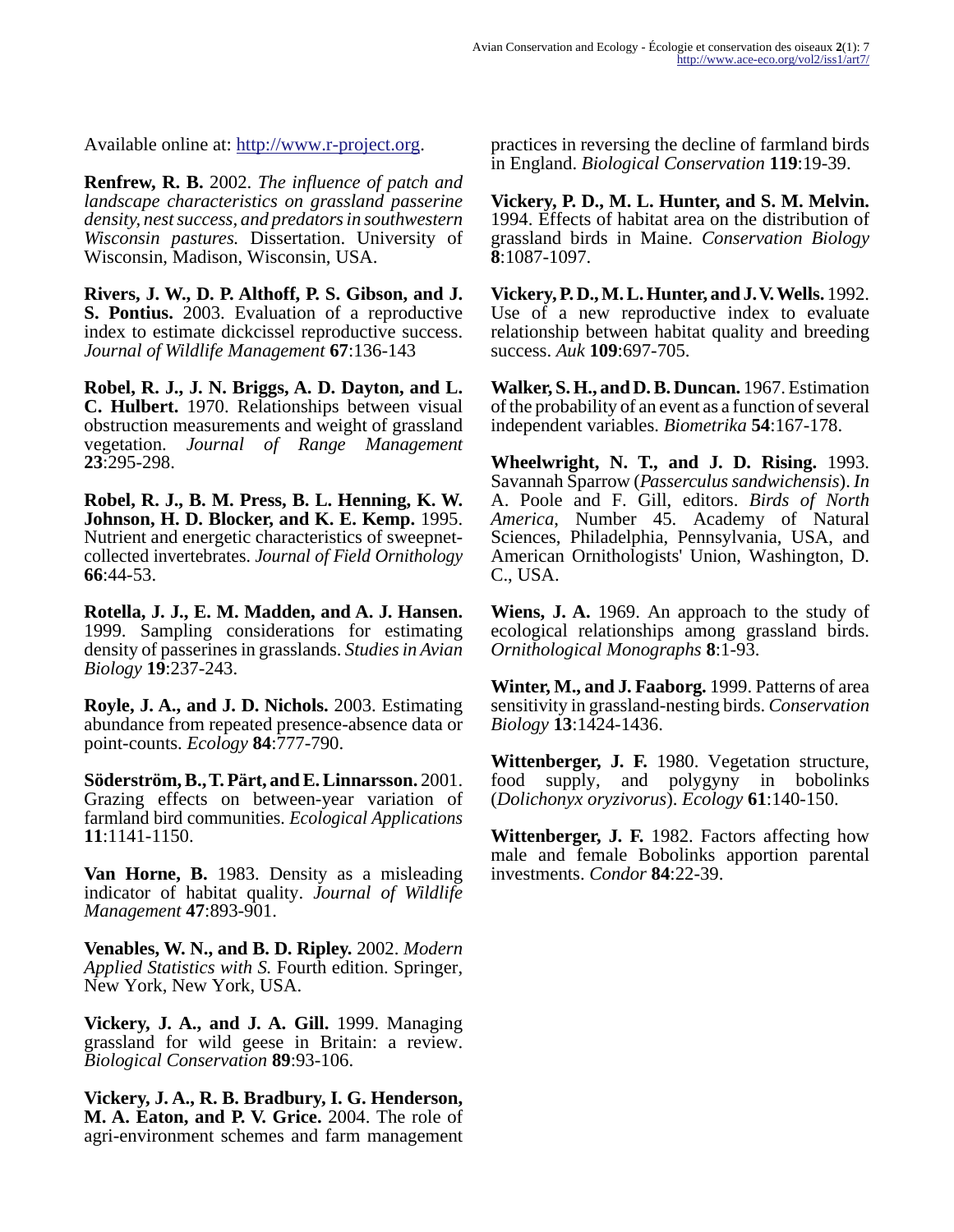Available online at: http://www.r-project.org.

**Renfrew, R. B.** 2002. *The influence of patch and landscape characteristics on grassland passerine density, nest success, and predators in southwestern Wisconsin pastures.* Dissertation. University of Wisconsin, Madison, Wisconsin, USA.

**Rivers, J. W., D. P. Althoff, P. S. Gibson, and J. S. Pontius.** 2003. Evaluation of a reproductive index to estimate dickcissel reproductive success. *Journal of Wildlife Management* **67**:136-143

**Robel, R. J., J. N. Briggs, A. D. Dayton, and L. C. Hulbert.** 1970. Relationships between visual obstruction measurements and weight of grassland vegetation. *Journal of Range Management* **23**:295-298.

**Robel, R. J., B. M. Press, B. L. Henning, K. W. Johnson, H. D. Blocker, and K. E. Kemp.** 1995. Nutrient and energetic characteristics of sweepnet-collected invertebrates. *Journal of Field Ornithology* **66**:44-53.

**Rotella, J. J., E. M. Madden, and A. J. Hansen.** 1999. Sampling considerations for estimating density of passerines in grasslands. *Studies in Avian Biology* **19**:237-243.

**Royle, J. A., and J. D. Nichols.** 2003. Estimating abundance from repeated presence-absence data or point-counts. *Ecology* **84**:777-790.

**Söderström, B., T. Pärt, and E. Linnarsson.** 2001. Grazing effects on between-year variation of farmland bird communities. *Ecological Applications* **11**:1141-1150.

**Van Horne, B.** 1983. Density as a misleading indicator of habitat quality. *Journal of Wildlife Management* **47**:893-901.

**Venables, W. N., and B. D. Ripley.** 2002. *Modern Applied Statistics with S.* Fourth edition. Springer, New York, New York, USA.

**Vickery, J. A., and J. A. Gill.** 1999. Managing grassland for wild geese in Britain: a review. *Biological Conservation* **89**:93-106.

**Vickery, J. A., R. B. Bradbury, I. G. Henderson, M. A. Eaton, and P. V. Grice.** 2004. The role of agri-environment schemes and farm management practices in reversing the decline of farmland birds in England. *Biological Conservation* **119**:19-39.

**Vickery, P. D., M. L. Hunter, and S. M. Melvin.** 1994. Effects of habitat area on the distribution of grassland birds in Maine. *Conservation Biology* **8**:1087-1097.

**Vickery, P. D., M. L. Hunter, and J. V. Wells.** 1992. Use of a new reproductive index to evaluate relationship between habitat quality and breeding success. *Auk* **109**:697-705.

**Walker, S. H., and D. B. Duncan.** 1967. Estimation of the probability of an event as a function of several independent variables. *Biometrika* **54**:167-178.

**Wheelwright, N. T., and J. D. Rising.** 1993. Savannah Sparrow (*Passerculus sandwichensis*). *In* A. Poole and F. Gill, editors. *Birds of North America*, Number 45. Academy of Natural Sciences, Philadelphia, Pennsylvania, USA, and American Ornithologists' Union, Washington, D. C., USA.

**Wiens, J. A.** 1969. An approach to the study of ecological relationships among grassland birds. *Ornithological Monographs* **8**:1-93.

**Winter, M., and J. Faaborg.** 1999. Patterns of area sensitivity in grassland-nesting birds. *Conservation Biology* **13**:1424-1436.

**Wittenberger, J. F.** 1980. Vegetation structure, food supply, and polygyny in bobolinks (*Dolichonyx oryzivorus*). *Ecology* **61**:140-150.

**Wittenberger, J. F.** 1982. Factors affecting how male and female Bobolinks apportion parental investments. *Condor* **84**:22-39.